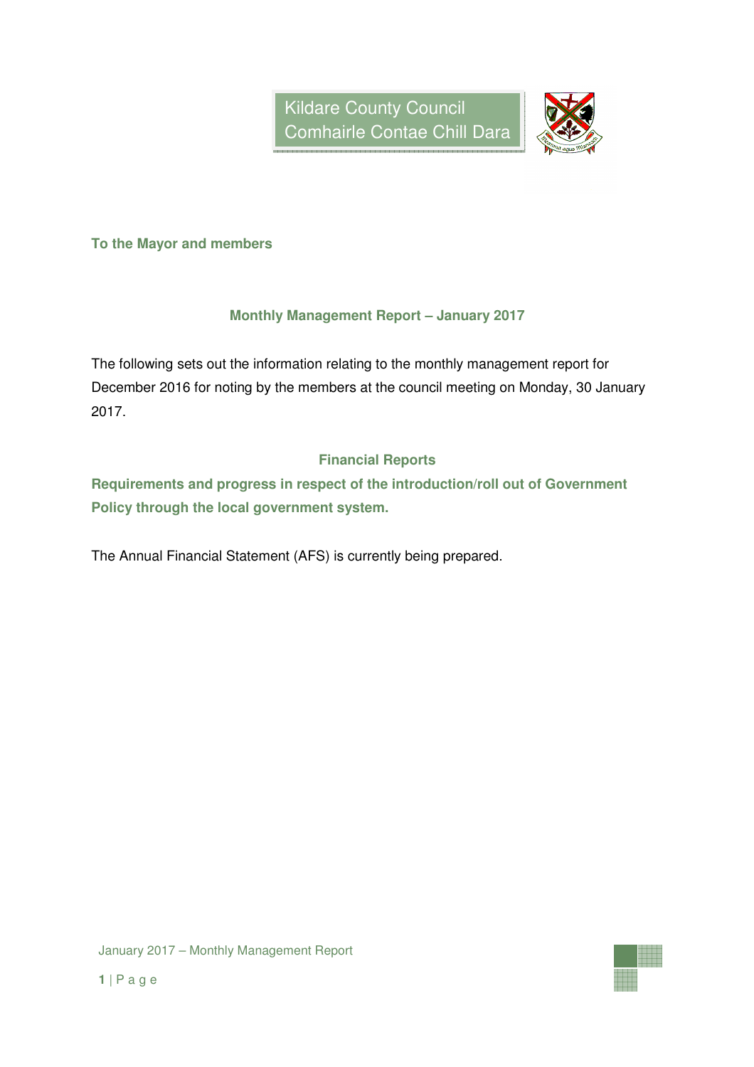Kildare County Council
Comhairle Contae Chill Dara

**To the Mayor and members**

## Monthly Management Report – January 2017

The following sets out the information relating to the monthly management report for December 2016 for noting by the members at the council meeting on Monday, 30 January 2017.

## Financial Reports

### Requirements and progress in respect of the introduction/roll out of Government Policy through the local government system.

The Annual Financial Statement (AFS) is currently being prepared.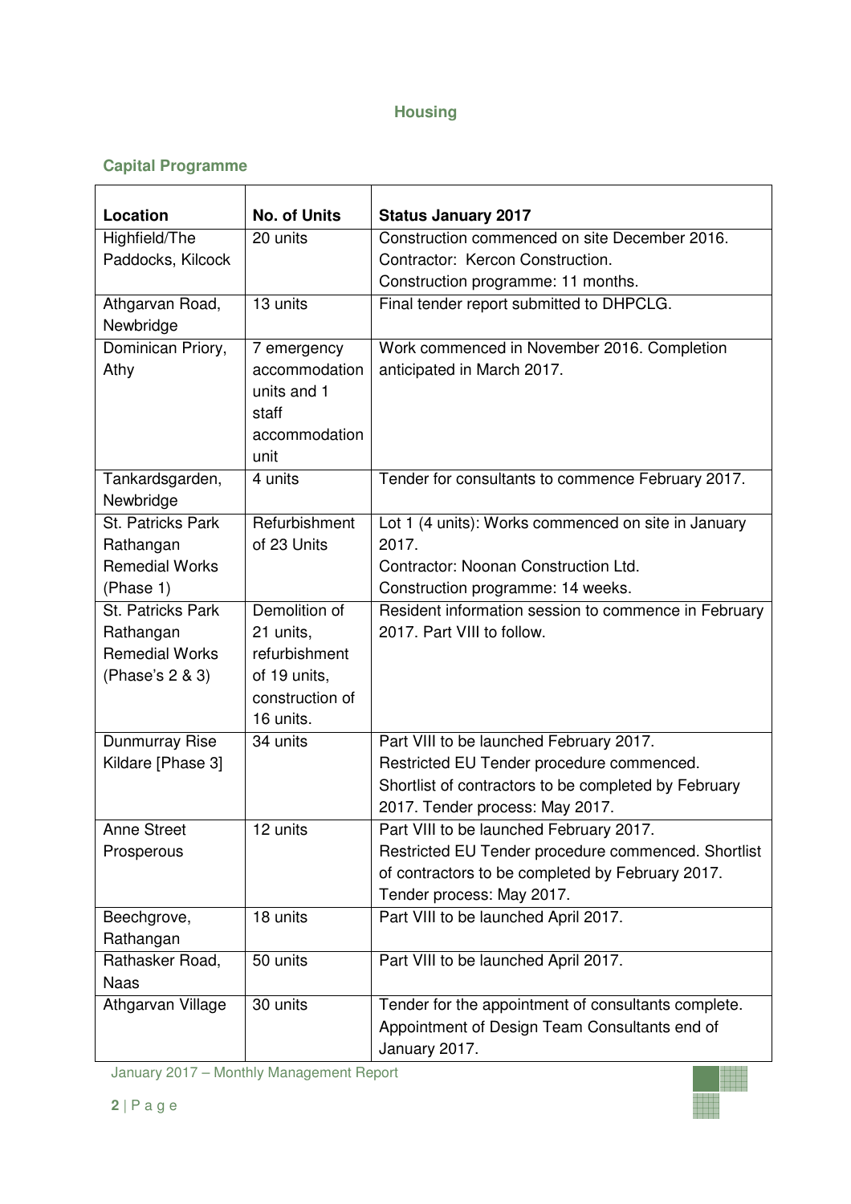# Housing

## Capital Programme

| Location | No. of Units | Status January 2017 |
|---|---|---|
| Highfield/The Paddocks, Kilcock | 20 units | Construction commenced on site December 2016. Contractor: Kercon Construction. Construction programme: 11 months. |
| Athgarvan Road, Newbridge | 13 units | Final tender report submitted to DHPCLG. |
| Dominican Priory, Athy | 7 emergency accommodation units and 1 staff accommodation unit | Work commenced in November 2016. Completion anticipated in March 2017. |
| Tankardsgarden, Newbridge | 4 units | Tender for consultants to commence February 2017. |
| St. Patricks Park Rathangan Remedial Works (Phase 1) | Refurbishment of 23 Units | Lot 1 (4 units): Works commenced on site in January 2017. Contractor: Noonan Construction Ltd. Construction programme: 14 weeks. |
| St. Patricks Park Rathangan Remedial Works (Phase's 2 & 3) | Demolition of 21 units, refurbishment of 19 units, construction of 16 units. | Resident information session to commence in February 2017. Part VIII to follow. |
| Dunmurray Rise Kildare [Phase 3] | 34 units | Part VIII to be launched February 2017. Restricted EU Tender procedure commenced. Shortlist of contractors to be completed by February 2017. Tender process: May 2017. |
| Anne Street Prosperous | 12 units | Part VIII to be launched February 2017. Restricted EU Tender procedure commenced. Shortlist of contractors to be completed by February 2017. Tender process: May 2017. |
| Beechgrove, Rathangan | 18 units | Part VIII to be launched April 2017. |
| Rathasker Road, Naas | 50 units | Part VIII to be launched April 2017. |
| Athgarvan Village | 30 units | Tender for the appointment of consultants complete. Appointment of Design Team Consultants end of January 2017. |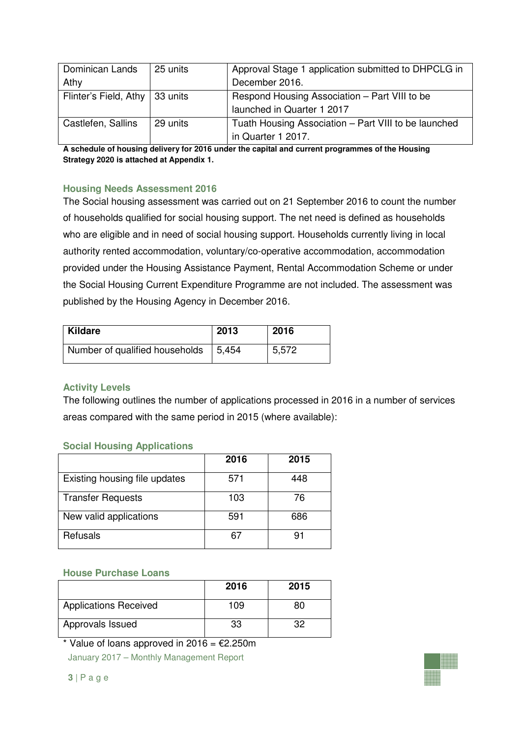| Dominican Lands Athy | 25 units | Approval Stage 1 application submitted to DHPCLG in December 2016. |
|---|---|---|
| Flinter's Field, Athy | 33 units | Respond Housing Association – Part VIII to be launched in Quarter 1 2017 |
| Castlefen, Sallins | 29 units | Tuath Housing Association – Part VIII to be launched in Quarter 1 2017. |

**A schedule of housing delivery for 2016 under the capital and current programmes of the Housing Strategy 2020 is attached at Appendix 1.**

### Housing Needs Assessment 2016

The Social housing assessment was carried out on 21 September 2016 to count the number of households qualified for social housing support. The net need is defined as households who are eligible and in need of social housing support. Households currently living in local authority rented accommodation, voluntary/co-operative accommodation, accommodation provided under the Housing Assistance Payment, Rental Accommodation Scheme or under the Social Housing Current Expenditure Programme are not included. The assessment was published by the Housing Agency in December 2016.

| Kildare | 2013 | 2016 |
|---|---|---|
| Number of qualified households | 5,454 | 5,572 |

### Activity Levels

The following outlines the number of applications processed in 2016 in a number of services areas compared with the same period in 2015 (where available):

### Social Housing Applications

| | 2016 | 2015 |
|---|---|---|
| Existing housing file updates | 571 | 448 |
| Transfer Requests | 103 | 76 |
| New valid applications | 591 | 686 |
| Refusals | 67 | 91 |

### House Purchase Loans

| | 2016 | 2015 |
|---|---|---|
| Applications Received | 109 | 80 |
| Approvals Issued | 33 | 32 |

* Value of loans approved in 2016 = €2.250m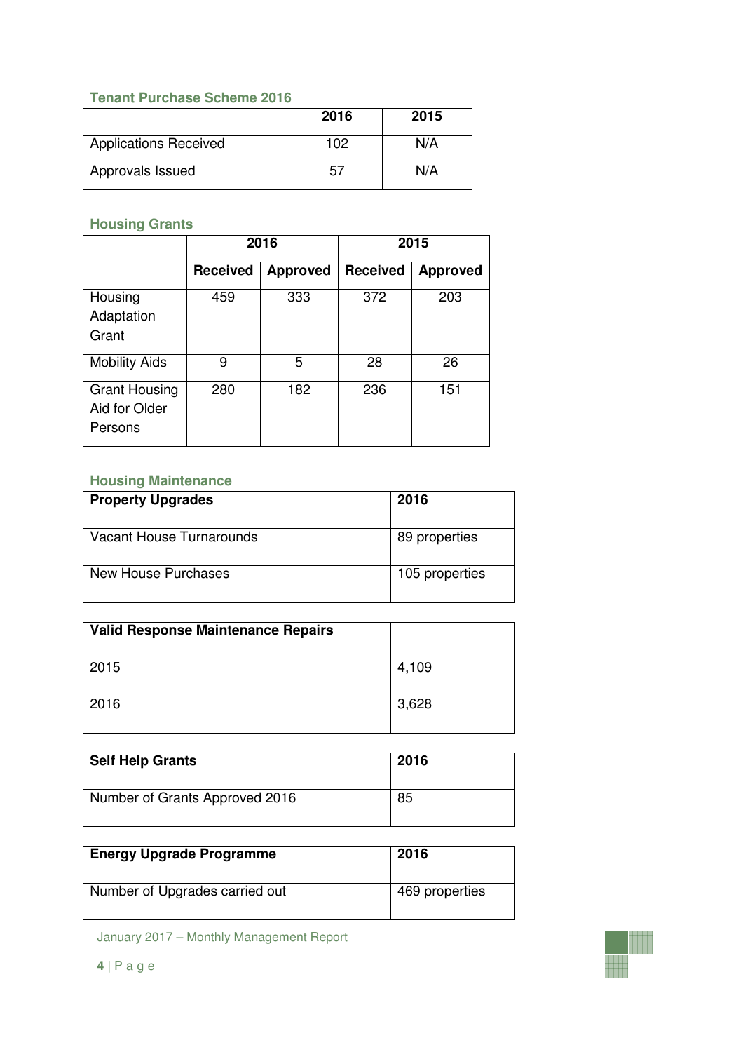### Tenant Purchase Scheme 2016

| | 2016 | 2015 |
|---|---|---|
| Applications Received | 102 | N/A |
| Approvals Issued | 57 | N/A |

### Housing Grants

| | 2016 | | 2015 | |
|---|---|---|---|---|
| | **Received** | **Approved** | **Received** | **Approved** |
| Housing Adaptation Grant | 459 | 333 | 372 | 203 |
| Mobility Aids | 9 | 5 | 28 | 26 |
| Grant Housing Aid for Older Persons | 280 | 182 | 236 | 151 |

### Housing Maintenance

| **Property Upgrades** | **2016** |
|---|---|
| Vacant House Turnarounds | 89 properties |
| New House Purchases | 105 properties |

| **Valid Response Maintenance Repairs** | |
|---|---|
| 2015 | 4,109 |
| 2016 | 3,628 |

| **Self Help Grants** | **2016** |
|---|---|
| Number of Grants Approved 2016 | 85 |

| **Energy Upgrade Programme** | **2016** |
|---|---|
| Number of Upgrades carried out | 469 properties |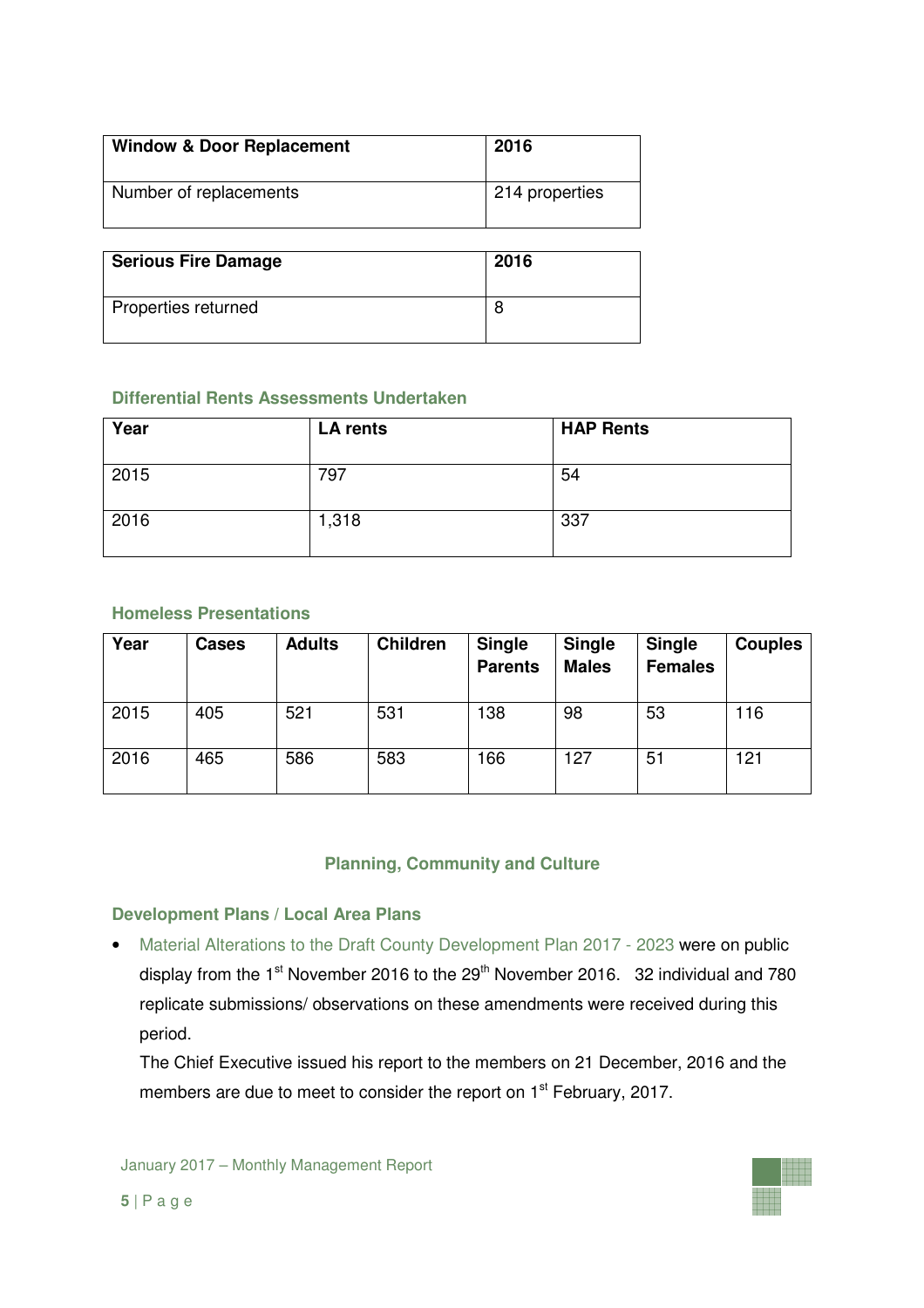| Window & Door Replacement | 2016 |
|---|---|
| Number of replacements | 214 properties |

| Serious Fire Damage | 2016 |
|---|---|
| Properties returned | 8 |

### Differential Rents Assessments Undertaken

| Year | LA rents | HAP Rents |
|---|---|---|
| 2015 | 797 | 54 |
| 2016 | 1,318 | 337 |

### Homeless Presentations

| Year | Cases | Adults | Children | Single Parents | Single Males | Single Females | Couples |
|---|---|---|---|---|---|---|---|
| 2015 | 405 | 521 | 531 | 138 | 98 | 53 | 116 |
| 2016 | 465 | 586 | 583 | 166 | 127 | 51 | 121 |

## Planning, Community and Culture

### Development Plans / Local Area Plans

- Material Alterations to the Draft County Development Plan 2017 - 2023 were on public display from the 1st November 2016 to the 29th November 2016. 32 individual and 780 replicate submissions/ observations on these amendments were received during this period.

  The Chief Executive issued his report to the members on 21 December, 2016 and the members are due to meet to consider the report on 1st February, 2017.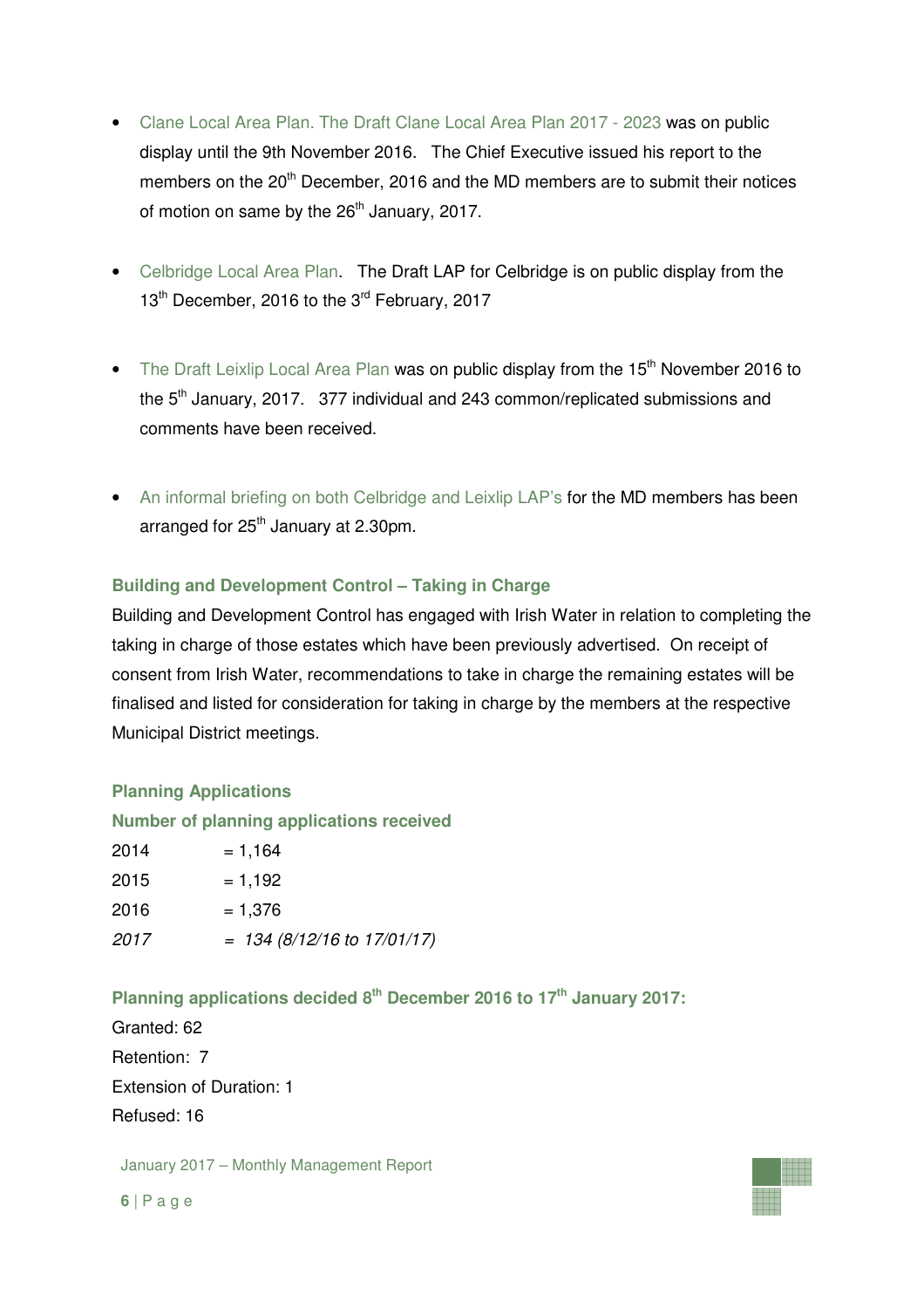- Clane Local Area Plan. The Draft Clane Local Area Plan 2017 - 2023 was on public display until the 9th November 2016. The Chief Executive issued his report to the members on the 20th December, 2016 and the MD members are to submit their notices of motion on same by the 26th January, 2017.

- Celbridge Local Area Plan. The Draft LAP for Celbridge is on public display from the 13th December, 2016 to the 3rd February, 2017

- The Draft Leixlip Local Area Plan was on public display from the 15th November 2016 to the 5th January, 2017. 377 individual and 243 common/replicated submissions and comments have been received.

- An informal briefing on both Celbridge and Leixlip LAP's for the MD members has been arranged for 25th January at 2.30pm.

### Building and Development Control – Taking in Charge

Building and Development Control has engaged with Irish Water in relation to completing the taking in charge of those estates which have been previously advertised. On receipt of consent from Irish Water, recommendations to take in charge the remaining estates will be finalised and listed for consideration for taking in charge by the members at the respective Municipal District meetings.

### Planning Applications

#### Number of planning applications received

2014 = 1,164

2015 = 1,192

2016 = 1,376

*2017 = 134 (8/12/16 to 17/01/17)*

#### Planning applications decided 8th December 2016 to 17th January 2017:

Granted: 62

Retention: 7

Extension of Duration: 1

Refused: 16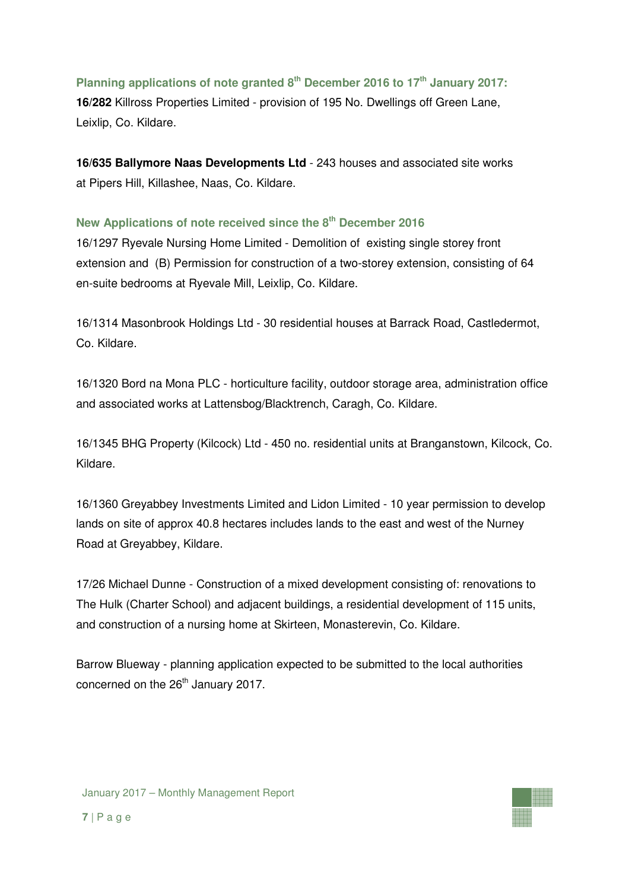### Planning applications of note granted 8th December 2016 to 17th January 2017:

**16/282** Killross Properties Limited - provision of 195 No. Dwellings off Green Lane, Leixlip, Co. Kildare.

**16/635 Ballymore Naas Developments Ltd** - 243 houses and associated site works at Pipers Hill, Killashee, Naas, Co. Kildare.

### New Applications of note received since the 8th December 2016

16/1297 Ryevale Nursing Home Limited - Demolition of existing single storey front extension and (B) Permission for construction of a two-storey extension, consisting of 64 en-suite bedrooms at Ryevale Mill, Leixlip, Co. Kildare.

16/1314 Masonbrook Holdings Ltd - 30 residential houses at Barrack Road, Castledermot, Co. Kildare.

16/1320 Bord na Mona PLC - horticulture facility, outdoor storage area, administration office and associated works at Lattensbog/Blacktrench, Caragh, Co. Kildare.

16/1345 BHG Property (Kilcock) Ltd - 450 no. residential units at Branganstown, Kilcock, Co. Kildare.

16/1360 Greyabbey Investments Limited and Lidon Limited - 10 year permission to develop lands on site of approx 40.8 hectares includes lands to the east and west of the Nurney Road at Greyabbey, Kildare.

17/26 Michael Dunne - Construction of a mixed development consisting of: renovations to The Hulk (Charter School) and adjacent buildings, a residential development of 115 units, and construction of a nursing home at Skirteen, Monasterevin, Co. Kildare.

Barrow Blueway - planning application expected to be submitted to the local authorities concerned on the 26th January 2017.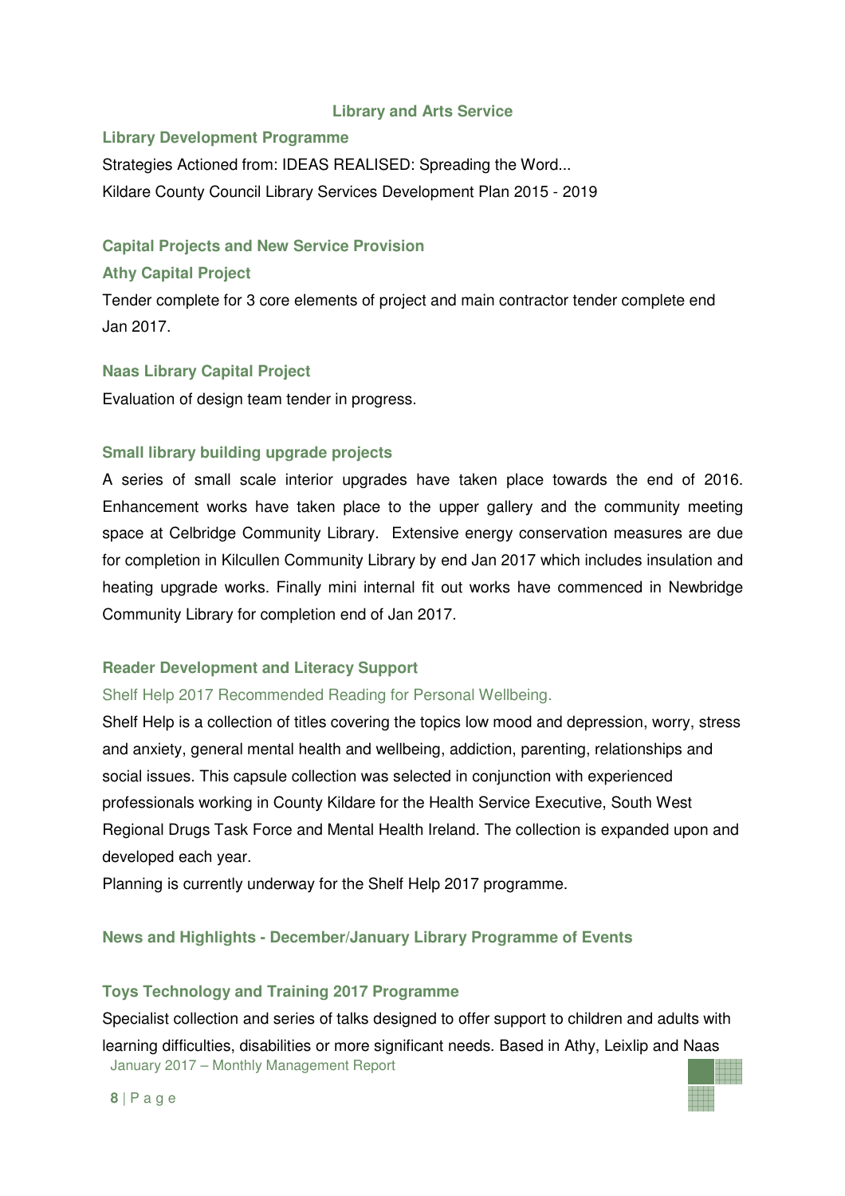## Library and Arts Service

### Library Development Programme

Strategies Actioned from: IDEAS REALISED: Spreading the Word...

Kildare County Council Library Services Development Plan 2015 - 2019

### Capital Projects and New Service Provision

#### Athy Capital Project

Tender complete for 3 core elements of project and main contractor tender complete end Jan 2017.

#### Naas Library Capital Project

Evaluation of design team tender in progress.

#### Small library building upgrade projects

A series of small scale interior upgrades have taken place towards the end of 2016. Enhancement works have taken place to the upper gallery and the community meeting space at Celbridge Community Library. Extensive energy conservation measures are due for completion in Kilcullen Community Library by end Jan 2017 which includes insulation and heating upgrade works. Finally mini internal fit out works have commenced in Newbridge Community Library for completion end of Jan 2017.

### Reader Development and Literacy Support

Shelf Help 2017 Recommended Reading for Personal Wellbeing.

Shelf Help is a collection of titles covering the topics low mood and depression, worry, stress and anxiety, general mental health and wellbeing, addiction, parenting, relationships and social issues. This capsule collection was selected in conjunction with experienced professionals working in County Kildare for the Health Service Executive, South West Regional Drugs Task Force and Mental Health Ireland. The collection is expanded upon and developed each year.

Planning is currently underway for the Shelf Help 2017 programme.

### News and Highlights - December/January Library Programme of Events

#### Toys Technology and Training 2017 Programme

Specialist collection and series of talks designed to offer support to children and adults with learning difficulties, disabilities or more significant needs. Based in Athy, Leixlip and Naas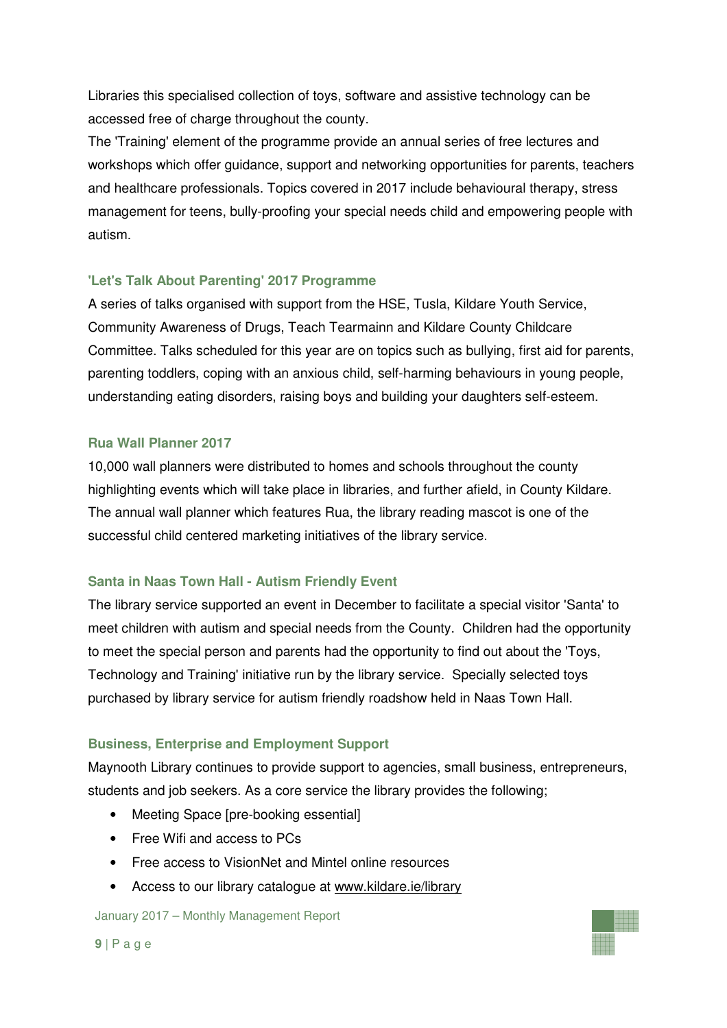Libraries this specialised collection of toys, software and assistive technology can be accessed free of charge throughout the county.

The 'Training' element of the programme provide an annual series of free lectures and workshops which offer guidance, support and networking opportunities for parents, teachers and healthcare professionals. Topics covered in 2017 include behavioural therapy, stress management for teens, bully-proofing your special needs child and empowering people with autism.

### 'Let's Talk About Parenting' 2017 Programme

A series of talks organised with support from the HSE, Tusla, Kildare Youth Service, Community Awareness of Drugs, Teach Tearmainn and Kildare County Childcare Committee. Talks scheduled for this year are on topics such as bullying, first aid for parents, parenting toddlers, coping with an anxious child, self-harming behaviours in young people, understanding eating disorders, raising boys and building your daughters self-esteem.

### Rua Wall Planner 2017

10,000 wall planners were distributed to homes and schools throughout the county highlighting events which will take place in libraries, and further afield, in County Kildare. The annual wall planner which features Rua, the library reading mascot is one of the successful child centered marketing initiatives of the library service.

### Santa in Naas Town Hall - Autism Friendly Event

The library service supported an event in December to facilitate a special visitor 'Santa' to meet children with autism and special needs from the County. Children had the opportunity to meet the special person and parents had the opportunity to find out about the 'Toys, Technology and Training' initiative run by the library service. Specially selected toys purchased by library service for autism friendly roadshow held in Naas Town Hall.

### Business, Enterprise and Employment Support

Maynooth Library continues to provide support to agencies, small business, entrepreneurs, students and job seekers. As a core service the library provides the following;

- Meeting Space [pre-booking essential]
- Free Wifi and access to PCs
- Free access to VisionNet and Mintel online resources
- Access to our library catalogue at www.kildare.ie/library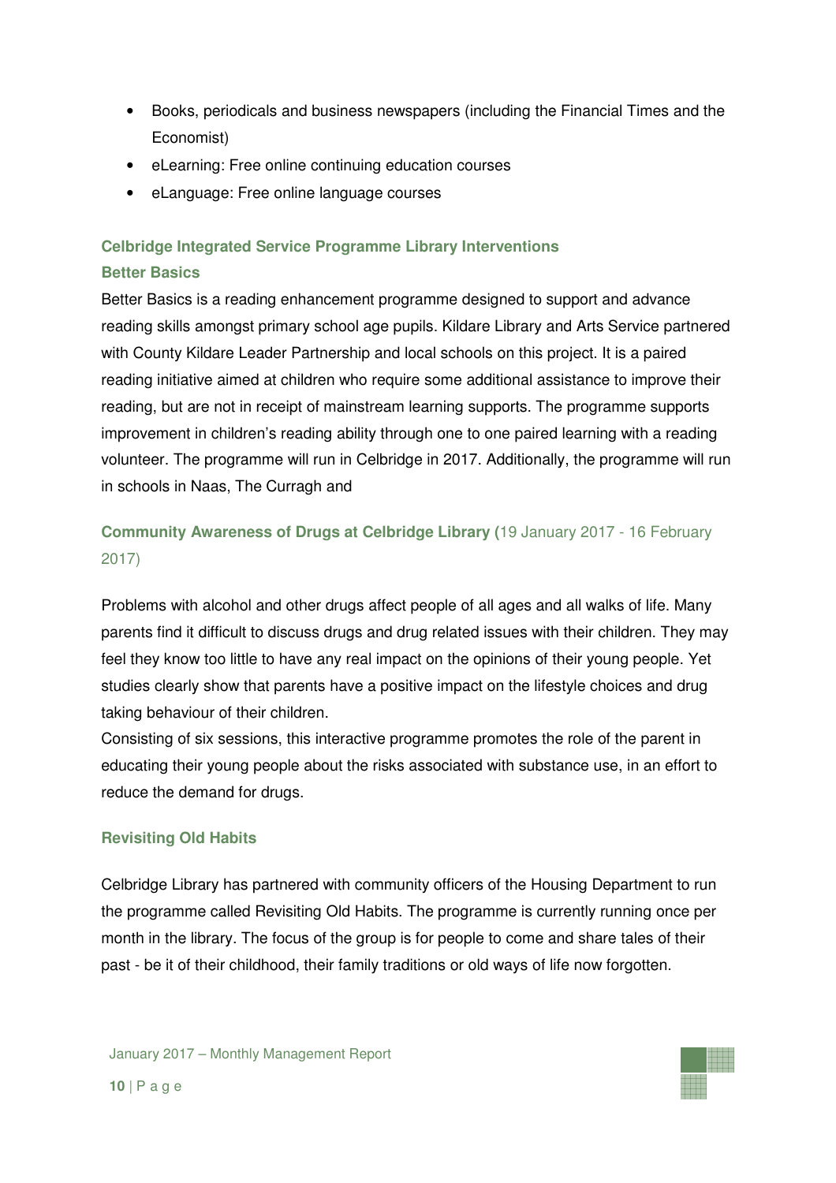- Books, periodicals and business newspapers (including the Financial Times and the Economist)
- eLearning: Free online continuing education courses
- eLanguage: Free online language courses

### Celbridge Integrated Service Programme Library Interventions

### Better Basics

Better Basics is a reading enhancement programme designed to support and advance reading skills amongst primary school age pupils. Kildare Library and Arts Service partnered with County Kildare Leader Partnership and local schools on this project. It is a paired reading initiative aimed at children who require some additional assistance to improve their reading, but are not in receipt of mainstream learning supports. The programme supports improvement in children's reading ability through one to one paired learning with a reading volunteer. The programme will run in Celbridge in 2017. Additionally, the programme will run in schools in Naas, The Curragh and

### Community Awareness of Drugs at Celbridge Library (19 January 2017 - 16 February 2017)

Problems with alcohol and other drugs affect people of all ages and all walks of life. Many parents find it difficult to discuss drugs and drug related issues with their children. They may feel they know too little to have any real impact on the opinions of their young people. Yet studies clearly show that parents have a positive impact on the lifestyle choices and drug taking behaviour of their children.

Consisting of six sessions, this interactive programme promotes the role of the parent in educating their young people about the risks associated with substance use, in an effort to reduce the demand for drugs.

### Revisiting Old Habits

Celbridge Library has partnered with community officers of the Housing Department to run the programme called Revisiting Old Habits. The programme is currently running once per month in the library. The focus of the group is for people to come and share tales of their past - be it of their childhood, their family traditions or old ways of life now forgotten.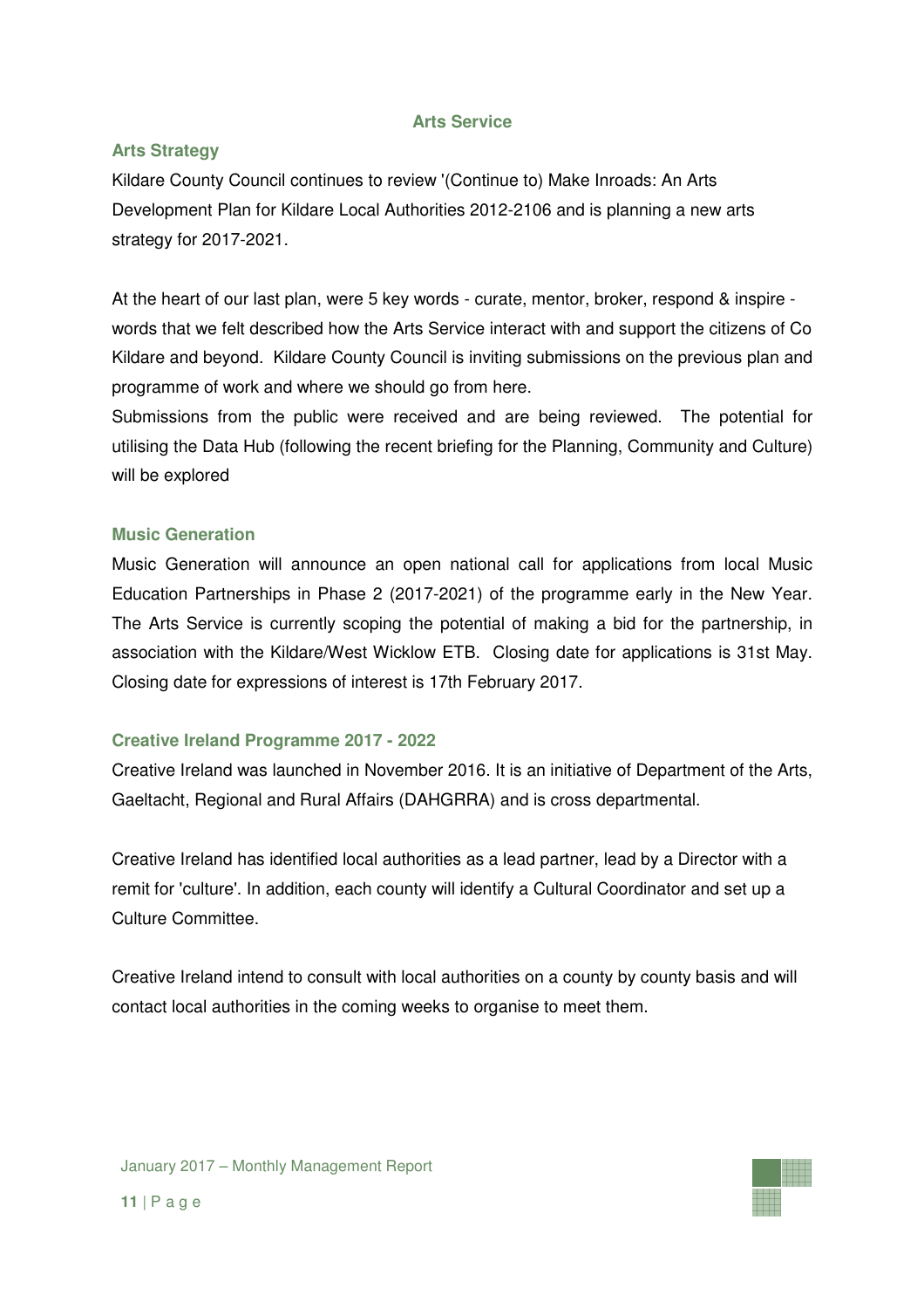## Arts Service

### Arts Strategy

Kildare County Council continues to review '(Continue to) Make Inroads: An Arts Development Plan for Kildare Local Authorities 2012-2106 and is planning a new arts strategy for 2017-2021.

At the heart of our last plan, were 5 key words - curate, mentor, broker, respond & inspire - words that we felt described how the Arts Service interact with and support the citizens of Co Kildare and beyond. Kildare County Council is inviting submissions on the previous plan and programme of work and where we should go from here.

Submissions from the public were received and are being reviewed. The potential for utilising the Data Hub (following the recent briefing for the Planning, Community and Culture) will be explored

### Music Generation

Music Generation will announce an open national call for applications from local Music Education Partnerships in Phase 2 (2017-2021) of the programme early in the New Year. The Arts Service is currently scoping the potential of making a bid for the partnership, in association with the Kildare/West Wicklow ETB. Closing date for applications is 31st May. Closing date for expressions of interest is 17th February 2017.

### Creative Ireland Programme 2017 - 2022

Creative Ireland was launched in November 2016. It is an initiative of Department of the Arts, Gaeltacht, Regional and Rural Affairs (DAHGRRA) and is cross departmental.

Creative Ireland has identified local authorities as a lead partner, lead by a Director with a remit for 'culture'. In addition, each county will identify a Cultural Coordinator and set up a Culture Committee.

Creative Ireland intend to consult with local authorities on a county by county basis and will contact local authorities in the coming weeks to organise to meet them.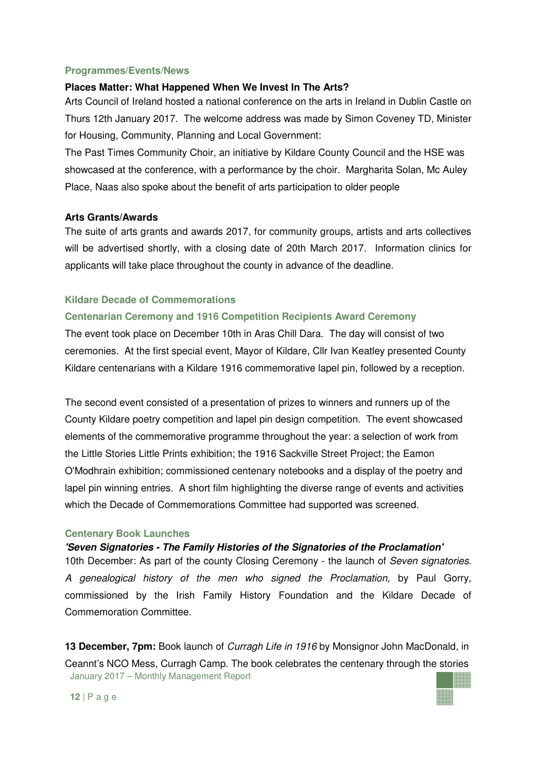## Programmes/Events/News

### Places Matter: What Happened When We Invest In The Arts?

Arts Council of Ireland hosted a national conference on the arts in Ireland in Dublin Castle on Thurs 12th January 2017. The welcome address was made by Simon Coveney TD, Minister for Housing, Community, Planning and Local Government:

The Past Times Community Choir, an initiative by Kildare County Council and the HSE was showcased at the conference, with a performance by the choir. Margharita Solan, Mc Auley Place, Naas also spoke about the benefit of arts participation to older people

### Arts Grants/Awards

The suite of arts grants and awards 2017, for community groups, artists and arts collectives will be advertised shortly, with a closing date of 20th March 2017. Information clinics for applicants will take place throughout the county in advance of the deadline.

## Kildare Decade of Commemorations

### Centenarian Ceremony and 1916 Competition Recipients Award Ceremony

The event took place on December 10th in Aras Chill Dara. The day will consist of two ceremonies. At the first special event, Mayor of Kildare, Cllr Ivan Keatley presented County Kildare centenarians with a Kildare 1916 commemorative lapel pin, followed by a reception.

The second event consisted of a presentation of prizes to winners and runners up of the County Kildare poetry competition and lapel pin design competition. The event showcased elements of the commemorative programme throughout the year: a selection of work from the Little Stories Little Prints exhibition; the 1916 Sackville Street Project; the Eamon O'Modhrain exhibition; commissioned centenary notebooks and a display of the poetry and lapel pin winning entries. A short film highlighting the diverse range of events and activities which the Decade of Commemorations Committee had supported was screened.

### Centenary Book Launches

***'Seven Signatories - The Family Histories of the Signatories of the Proclamation'***

10th December: As part of the county Closing Ceremony - the launch of *Seven signatories. A genealogical history of the men who signed the Proclamation,* by Paul Gorry, commissioned by the Irish Family History Foundation and the Kildare Decade of Commemoration Committee.

**13 December, 7pm:** Book launch of *Curragh Life in 1916* by Monsignor John MacDonald, in Ceannt's NCO Mess, Curragh Camp. The book celebrates the centenary through the stories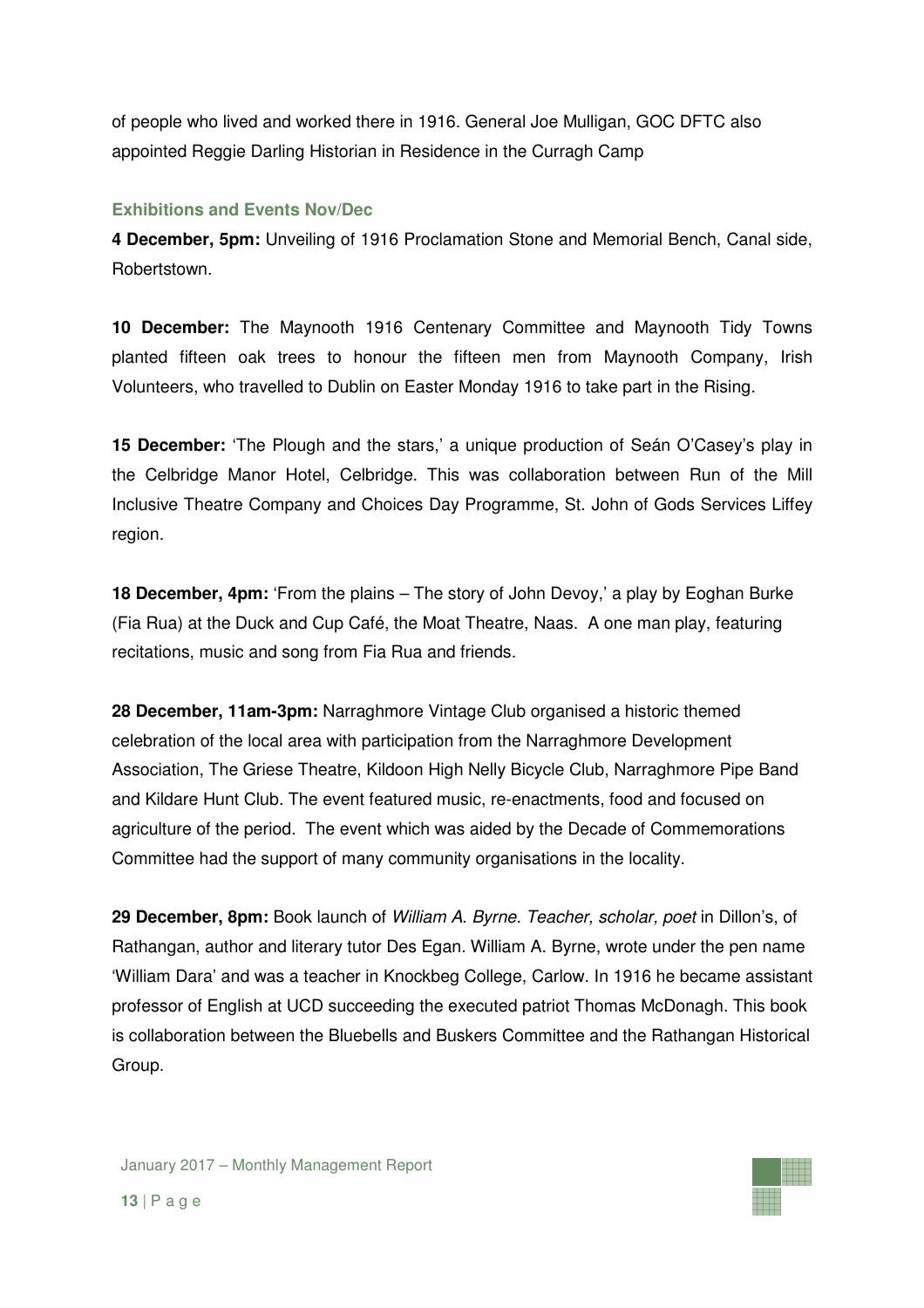of people who lived and worked there in 1916. General Joe Mulligan, GOC DFTC also appointed Reggie Darling Historian in Residence in the Curragh Camp

### Exhibitions and Events Nov/Dec

**4 December, 5pm:** Unveiling of 1916 Proclamation Stone and Memorial Bench, Canal side, Robertstown.

**10 December:** The Maynooth 1916 Centenary Committee and Maynooth Tidy Towns planted fifteen oak trees to honour the fifteen men from Maynooth Company, Irish Volunteers, who travelled to Dublin on Easter Monday 1916 to take part in the Rising.

**15 December:** 'The Plough and the stars,' a unique production of Seán O'Casey's play in the Celbridge Manor Hotel, Celbridge. This was collaboration between Run of the Mill Inclusive Theatre Company and Choices Day Programme, St. John of Gods Services Liffey region.

**18 December, 4pm:** 'From the plains – The story of John Devoy,' a play by Eoghan Burke (Fia Rua) at the Duck and Cup Café, the Moat Theatre, Naas. A one man play, featuring recitations, music and song from Fia Rua and friends.

**28 December, 11am-3pm:** Narraghmore Vintage Club organised a historic themed celebration of the local area with participation from the Narraghmore Development Association, The Griese Theatre, Kildoon High Nelly Bicycle Club, Narraghmore Pipe Band and Kildare Hunt Club. The event featured music, re-enactments, food and focused on agriculture of the period. The event which was aided by the Decade of Commemorations Committee had the support of many community organisations in the locality.

**29 December, 8pm:** Book launch of *William A. Byrne. Teacher, scholar, poet* in Dillon's, of Rathangan, author and literary tutor Des Egan. William A. Byrne, wrote under the pen name 'William Dara' and was a teacher in Knockbeg College, Carlow. In 1916 he became assistant professor of English at UCD succeeding the executed patriot Thomas McDonagh. This book is collaboration between the Bluebells and Buskers Committee and the Rathangan Historical Group.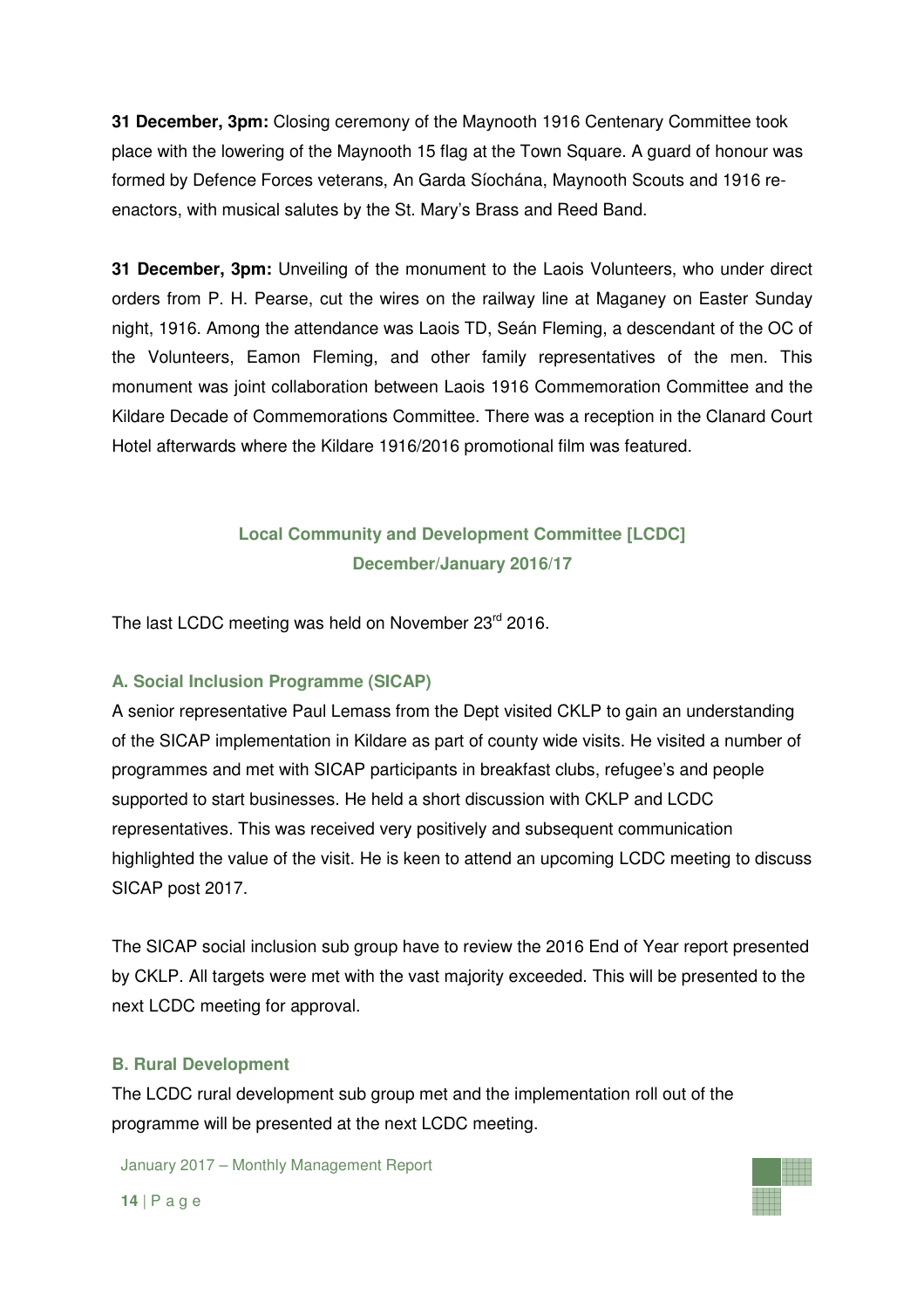**31 December, 3pm:** Closing ceremony of the Maynooth 1916 Centenary Committee took place with the lowering of the Maynooth 15 flag at the Town Square. A guard of honour was formed by Defence Forces veterans, An Garda Síochána, Maynooth Scouts and 1916 re-enactors, with musical salutes by the St. Mary's Brass and Reed Band.

**31 December, 3pm:** Unveiling of the monument to the Laois Volunteers, who under direct orders from P. H. Pearse, cut the wires on the railway line at Maganey on Easter Sunday night, 1916. Among the attendance was Laois TD, Seán Fleming, a descendant of the OC of the Volunteers, Eamon Fleming, and other family representatives of the men. This monument was joint collaboration between Laois 1916 Commemoration Committee and the Kildare Decade of Commemorations Committee. There was a reception in the Clanard Court Hotel afterwards where the Kildare 1916/2016 promotional film was featured.

## Local Community and Development Committee [LCDC]
## December/January 2016/17

The last LCDC meeting was held on November 23rd 2016.

### A. Social Inclusion Programme (SICAP)

A senior representative Paul Lemass from the Dept visited CKLP to gain an understanding of the SICAP implementation in Kildare as part of county wide visits. He visited a number of programmes and met with SICAP participants in breakfast clubs, refugee's and people supported to start businesses. He held a short discussion with CKLP and LCDC representatives. This was received very positively and subsequent communication highlighted the value of the visit. He is keen to attend an upcoming LCDC meeting to discuss SICAP post 2017.

The SICAP social inclusion sub group have to review the 2016 End of Year report presented by CKLP. All targets were met with the vast majority exceeded. This will be presented to the next LCDC meeting for approval.

### B. Rural Development

The LCDC rural development sub group met and the implementation roll out of the programme will be presented at the next LCDC meeting.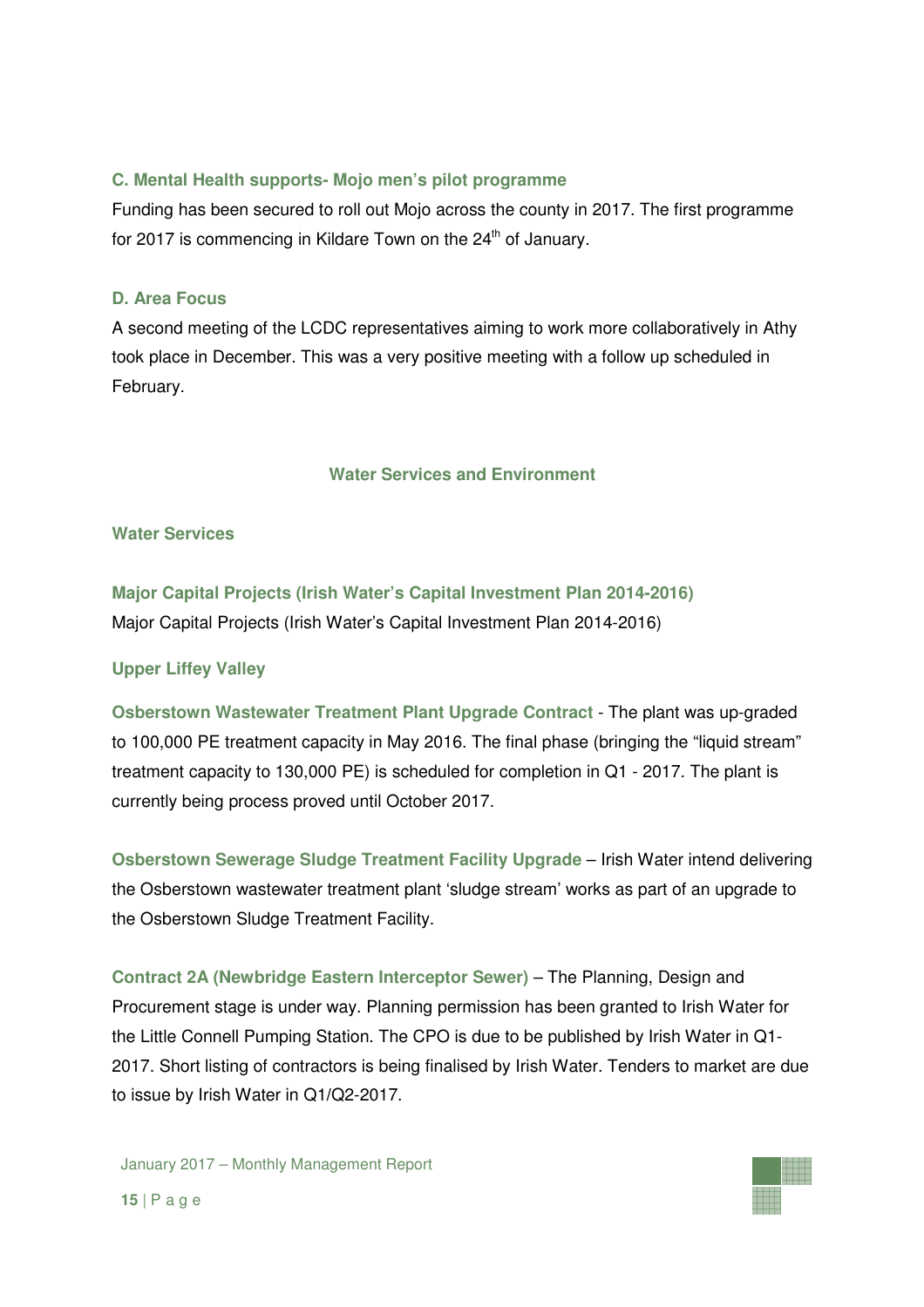### C. Mental Health supports- Mojo men's pilot programme

Funding has been secured to roll out Mojo across the county in 2017. The first programme for 2017 is commencing in Kildare Town on the 24th of January.

### D. Area Focus

A second meeting of the LCDC representatives aiming to work more collaboratively in Athy took place in December. This was a very positive meeting with a follow up scheduled in February.

## Water Services and Environment

### Water Services

### Major Capital Projects (Irish Water's Capital Investment Plan 2014-2016)

Major Capital Projects (Irish Water's Capital Investment Plan 2014-2016)

### Upper Liffey Valley

**Osberstown Wastewater Treatment Plant Upgrade Contract** - The plant was up-graded to 100,000 PE treatment capacity in May 2016. The final phase (bringing the "liquid stream" treatment capacity to 130,000 PE) is scheduled for completion in Q1 - 2017. The plant is currently being process proved until October 2017.

**Osberstown Sewerage Sludge Treatment Facility Upgrade** – Irish Water intend delivering the Osberstown wastewater treatment plant 'sludge stream' works as part of an upgrade to the Osberstown Sludge Treatment Facility.

**Contract 2A (Newbridge Eastern Interceptor Sewer)** – The Planning, Design and Procurement stage is under way. Planning permission has been granted to Irish Water for the Little Connell Pumping Station. The CPO is due to be published by Irish Water in Q1-2017. Short listing of contractors is being finalised by Irish Water. Tenders to market are due to issue by Irish Water in Q1/Q2-2017.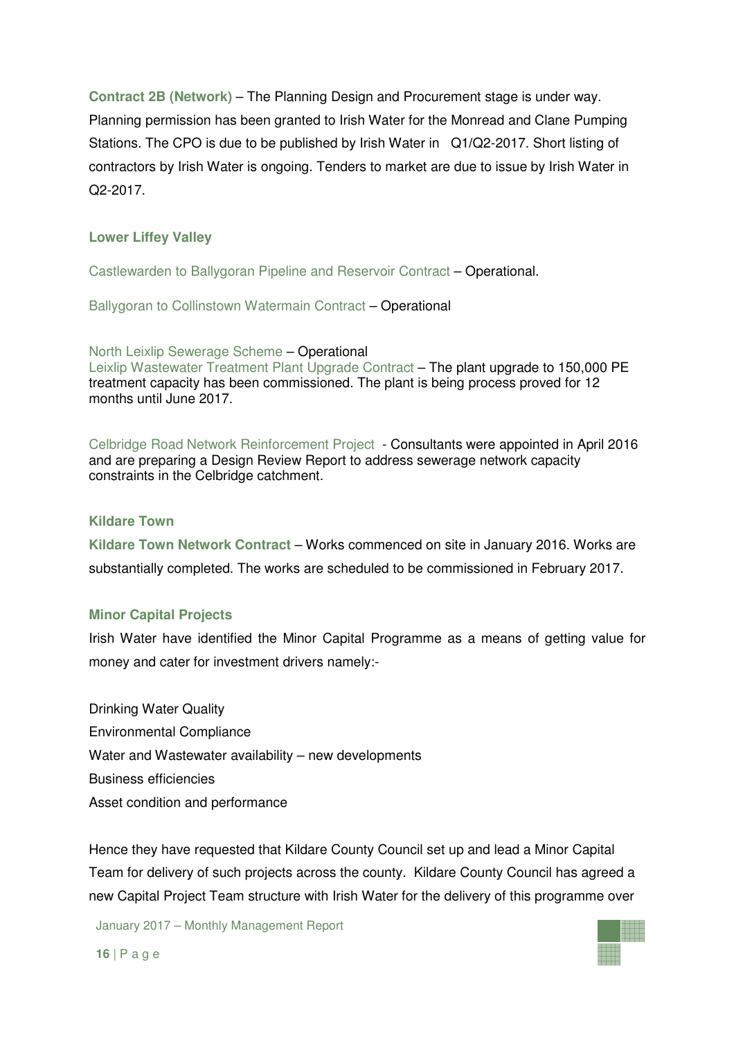**Contract 2B (Network)** – The Planning Design and Procurement stage is under way. Planning permission has been granted to Irish Water for the Monread and Clane Pumping Stations. The CPO is due to be published by Irish Water in Q1/Q2-2017. Short listing of contractors by Irish Water is ongoing. Tenders to market are due to issue by Irish Water in Q2-2017.

### Lower Liffey Valley

Castlewarden to Ballygoran Pipeline and Reservoir Contract – Operational.

Ballygoran to Collinstown Watermain Contract – Operational

North Leixlip Sewerage Scheme – Operational
Leixlip Wastewater Treatment Plant Upgrade Contract – The plant upgrade to 150,000 PE treatment capacity has been commissioned. The plant is being process proved for 12 months until June 2017.

Celbridge Road Network Reinforcement Project - Consultants were appointed in April 2016 and are preparing a Design Review Report to address sewerage network capacity constraints in the Celbridge catchment.

### Kildare Town

**Kildare Town Network Contract** – Works commenced on site in January 2016. Works are substantially completed. The works are scheduled to be commissioned in February 2017.

### Minor Capital Projects

Irish Water have identified the Minor Capital Programme as a means of getting value for money and cater for investment drivers namely:-

Drinking Water Quality
Environmental Compliance
Water and Wastewater availability – new developments
Business efficiencies
Asset condition and performance

Hence they have requested that Kildare County Council set up and lead a Minor Capital Team for delivery of such projects across the county. Kildare County Council has agreed a new Capital Project Team structure with Irish Water for the delivery of this programme over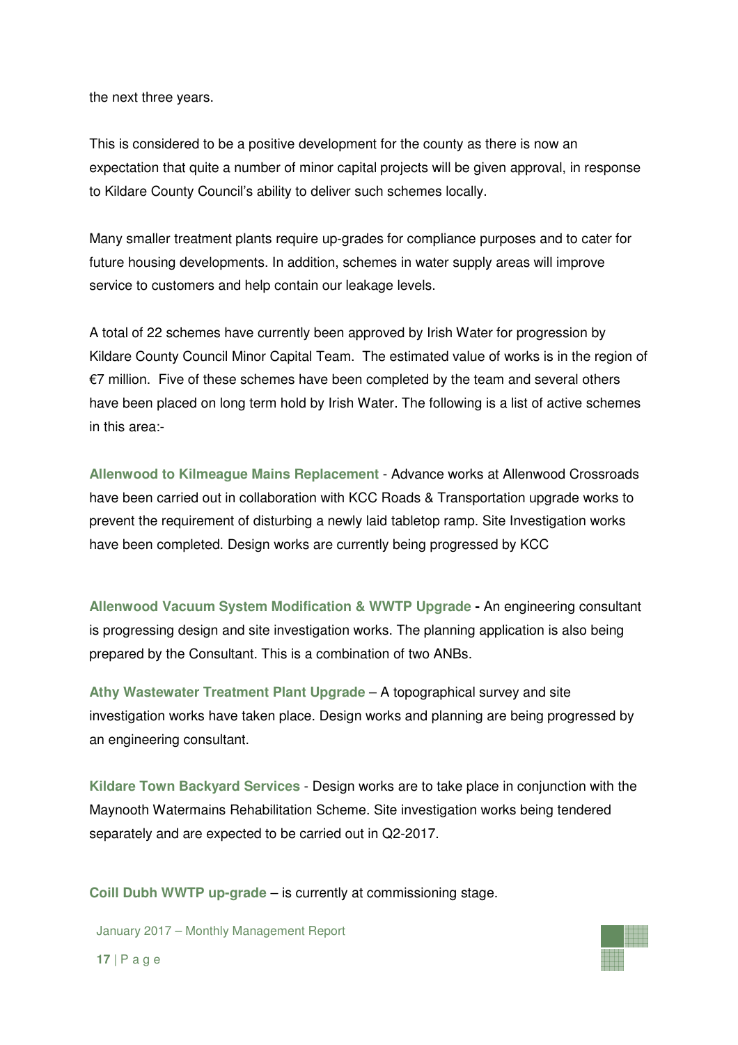the next three years.

This is considered to be a positive development for the county as there is now an expectation that quite a number of minor capital projects will be given approval, in response to Kildare County Council's ability to deliver such schemes locally.

Many smaller treatment plants require up-grades for compliance purposes and to cater for future housing developments. In addition, schemes in water supply areas will improve service to customers and help contain our leakage levels.

A total of 22 schemes have currently been approved by Irish Water for progression by Kildare County Council Minor Capital Team. The estimated value of works is in the region of €7 million. Five of these schemes have been completed by the team and several others have been placed on long term hold by Irish Water. The following is a list of active schemes in this area:-

**Allenwood to Kilmeague Mains Replacement** - Advance works at Allenwood Crossroads have been carried out in collaboration with KCC Roads & Transportation upgrade works to prevent the requirement of disturbing a newly laid tabletop ramp. Site Investigation works have been completed. Design works are currently being progressed by KCC

**Allenwood Vacuum System Modification & WWTP Upgrade -** An engineering consultant is progressing design and site investigation works. The planning application is also being prepared by the Consultant. This is a combination of two ANBs.

**Athy Wastewater Treatment Plant Upgrade** – A topographical survey and site investigation works have taken place. Design works and planning are being progressed by an engineering consultant.

**Kildare Town Backyard Services** - Design works are to take place in conjunction with the Maynooth Watermains Rehabilitation Scheme. Site investigation works being tendered separately and are expected to be carried out in Q2-2017.

**Coill Dubh WWTP up-grade** – is currently at commissioning stage.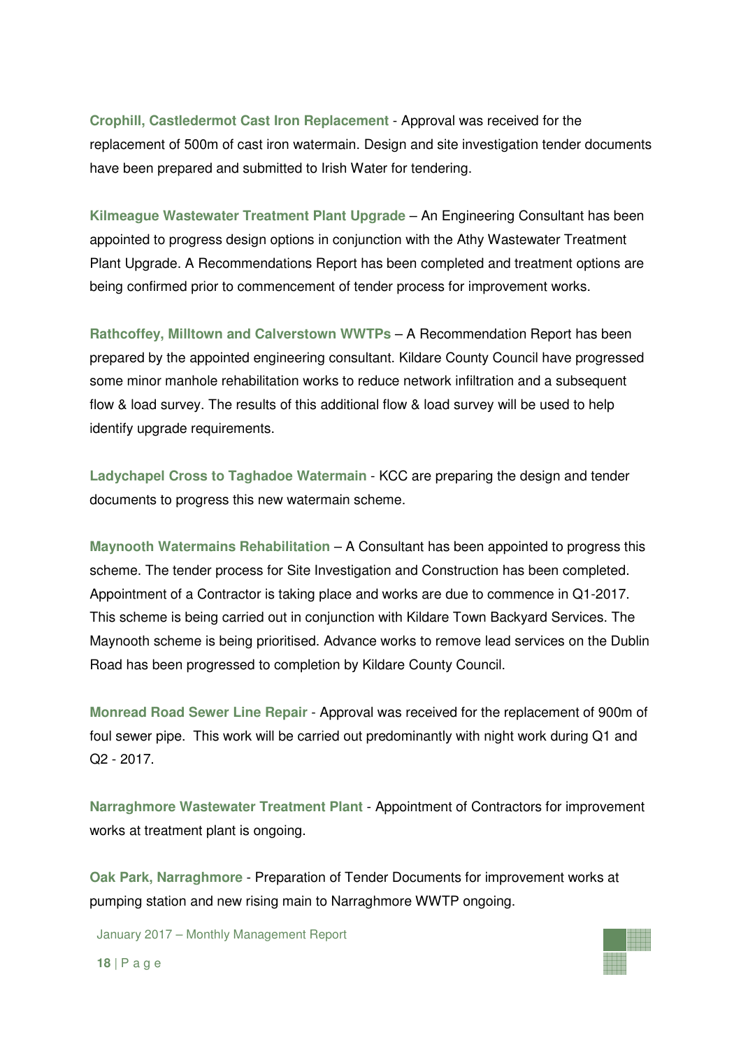**Crophill, Castledermot Cast Iron Replacement** - Approval was received for the replacement of 500m of cast iron watermain. Design and site investigation tender documents have been prepared and submitted to Irish Water for tendering.

**Kilmeague Wastewater Treatment Plant Upgrade** – An Engineering Consultant has been appointed to progress design options in conjunction with the Athy Wastewater Treatment Plant Upgrade. A Recommendations Report has been completed and treatment options are being confirmed prior to commencement of tender process for improvement works.

**Rathcoffey, Milltown and Calverstown WWTPs** – A Recommendation Report has been prepared by the appointed engineering consultant. Kildare County Council have progressed some minor manhole rehabilitation works to reduce network infiltration and a subsequent flow & load survey. The results of this additional flow & load survey will be used to help identify upgrade requirements.

**Ladychapel Cross to Taghadoe Watermain** - KCC are preparing the design and tender documents to progress this new watermain scheme.

**Maynooth Watermains Rehabilitation** – A Consultant has been appointed to progress this scheme. The tender process for Site Investigation and Construction has been completed. Appointment of a Contractor is taking place and works are due to commence in Q1-2017. This scheme is being carried out in conjunction with Kildare Town Backyard Services. The Maynooth scheme is being prioritised. Advance works to remove lead services on the Dublin Road has been progressed to completion by Kildare County Council.

**Monread Road Sewer Line Repair** - Approval was received for the replacement of 900m of foul sewer pipe. This work will be carried out predominantly with night work during Q1 and Q2 - 2017.

**Narraghmore Wastewater Treatment Plant** - Appointment of Contractors for improvement works at treatment plant is ongoing.

**Oak Park, Narraghmore** - Preparation of Tender Documents for improvement works at pumping station and new rising main to Narraghmore WWTP ongoing.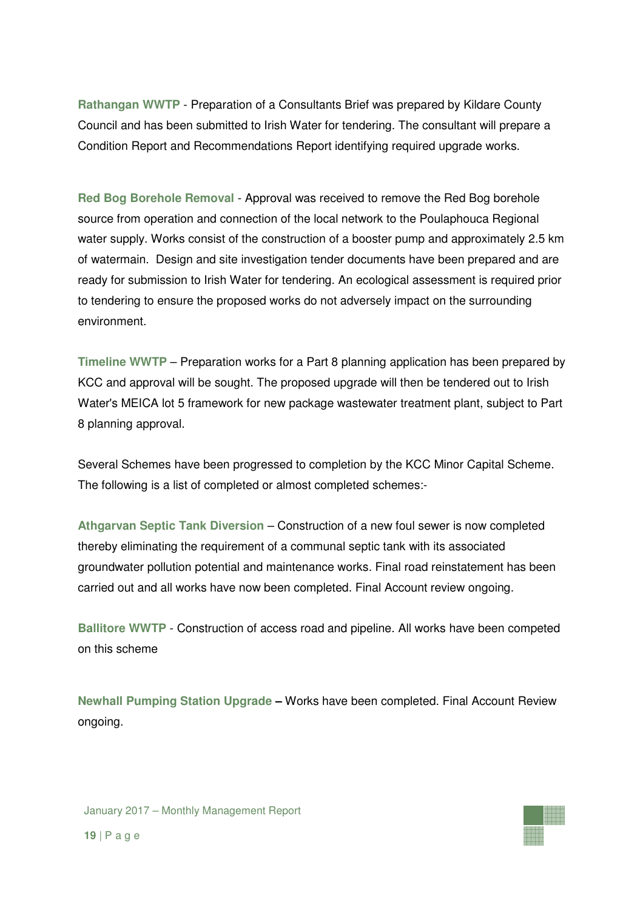**Rathangan WWTP** - Preparation of a Consultants Brief was prepared by Kildare County Council and has been submitted to Irish Water for tendering. The consultant will prepare a Condition Report and Recommendations Report identifying required upgrade works.

**Red Bog Borehole Removal** - Approval was received to remove the Red Bog borehole source from operation and connection of the local network to the Poulaphouca Regional water supply. Works consist of the construction of a booster pump and approximately 2.5 km of watermain. Design and site investigation tender documents have been prepared and are ready for submission to Irish Water for tendering. An ecological assessment is required prior to tendering to ensure the proposed works do not adversely impact on the surrounding environment.

**Timeline WWTP** – Preparation works for a Part 8 planning application has been prepared by KCC and approval will be sought. The proposed upgrade will then be tendered out to Irish Water's MEICA lot 5 framework for new package wastewater treatment plant, subject to Part 8 planning approval.

Several Schemes have been progressed to completion by the KCC Minor Capital Scheme. The following is a list of completed or almost completed schemes:-

**Athgarvan Septic Tank Diversion** – Construction of a new foul sewer is now completed thereby eliminating the requirement of a communal septic tank with its associated groundwater pollution potential and maintenance works. Final road reinstatement has been carried out and all works have now been completed. Final Account review ongoing.

**Ballitore WWTP** - Construction of access road and pipeline. All works have been competed on this scheme

**Newhall Pumping Station Upgrade –** Works have been completed. Final Account Review ongoing.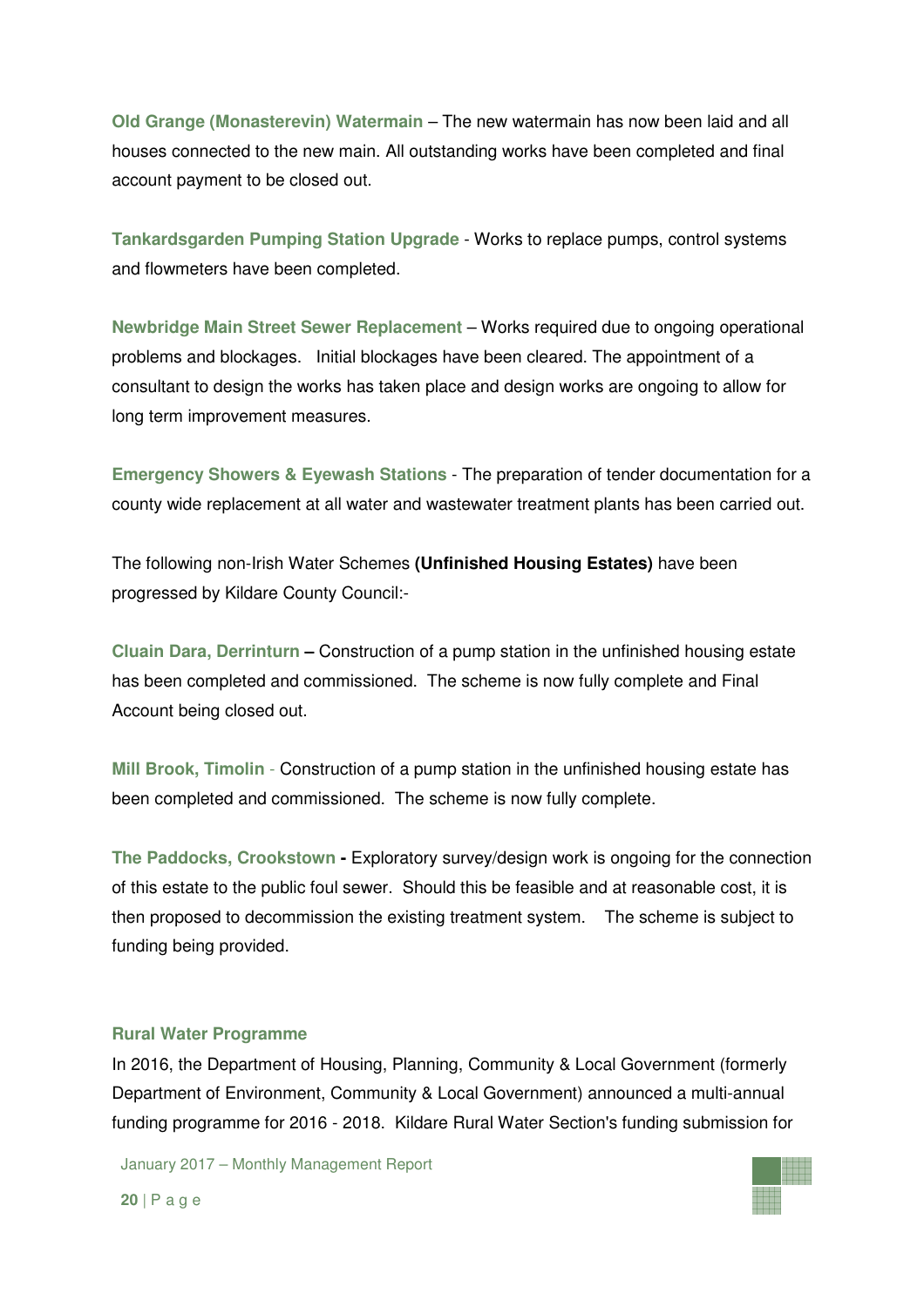**Old Grange (Monasterevin) Watermain** – The new watermain has now been laid and all houses connected to the new main. All outstanding works have been completed and final account payment to be closed out.

**Tankardsgarden Pumping Station Upgrade** - Works to replace pumps, control systems and flowmeters have been completed.

**Newbridge Main Street Sewer Replacement** – Works required due to ongoing operational problems and blockages. Initial blockages have been cleared. The appointment of a consultant to design the works has taken place and design works are ongoing to allow for long term improvement measures.

**Emergency Showers & Eyewash Stations** - The preparation of tender documentation for a county wide replacement at all water and wastewater treatment plants has been carried out.

The following non-Irish Water Schemes **(Unfinished Housing Estates)** have been progressed by Kildare County Council:-

**Cluain Dara, Derrinturn** – Construction of a pump station in the unfinished housing estate has been completed and commissioned. The scheme is now fully complete and Final Account being closed out.

**Mill Brook, Timolin** - Construction of a pump station in the unfinished housing estate has been completed and commissioned. The scheme is now fully complete.

**The Paddocks, Crookstown** - Exploratory survey/design work is ongoing for the connection of this estate to the public foul sewer. Should this be feasible and at reasonable cost, it is then proposed to decommission the existing treatment system. The scheme is subject to funding being provided.

### Rural Water Programme

In 2016, the Department of Housing, Planning, Community & Local Government (formerly Department of Environment, Community & Local Government) announced a multi-annual funding programme for 2016 - 2018. Kildare Rural Water Section's funding submission for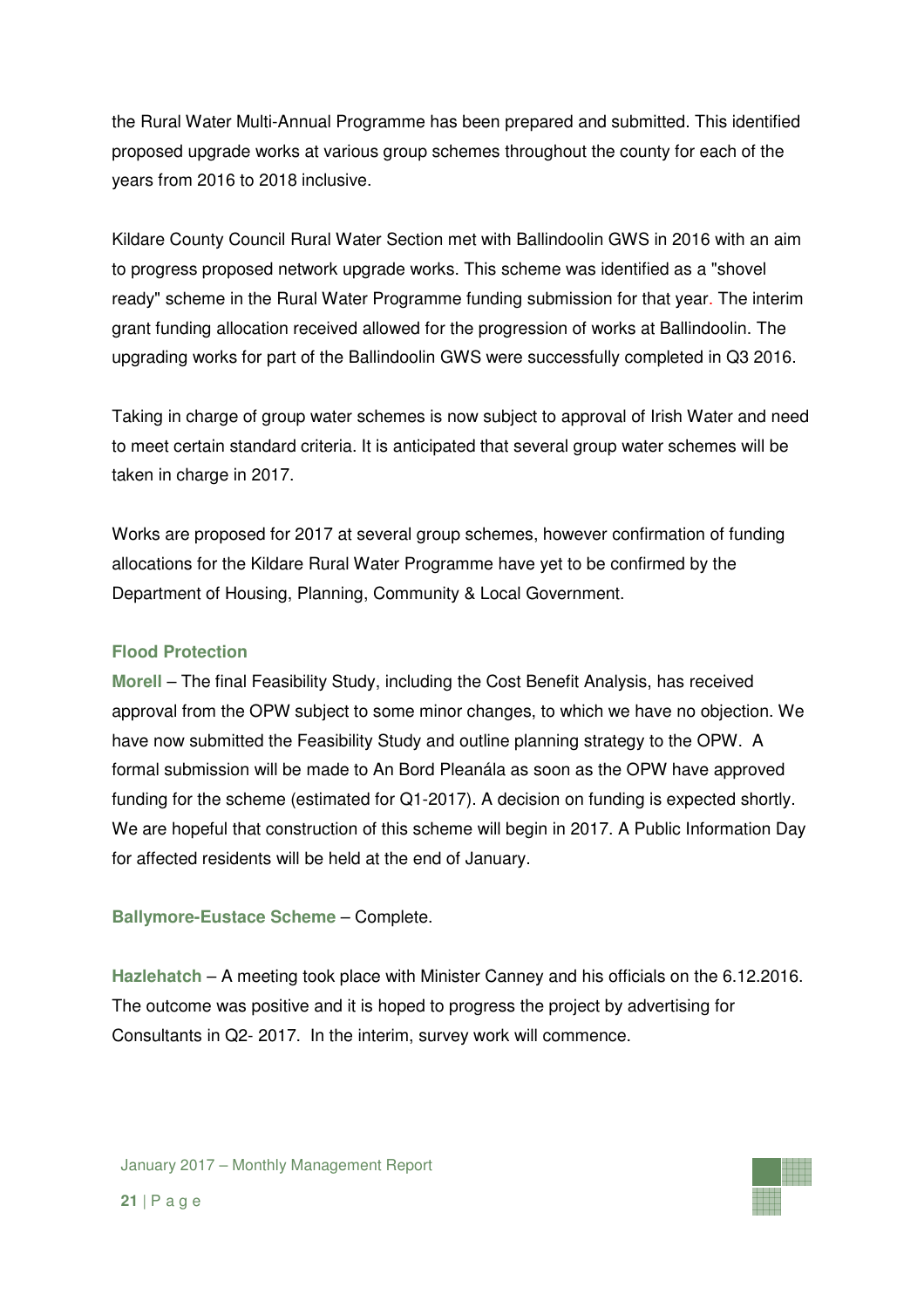the Rural Water Multi-Annual Programme has been prepared and submitted. This identified proposed upgrade works at various group schemes throughout the county for each of the years from 2016 to 2018 inclusive.

Kildare County Council Rural Water Section met with Ballindoolin GWS in 2016 with an aim to progress proposed network upgrade works. This scheme was identified as a "shovel ready" scheme in the Rural Water Programme funding submission for that year. The interim grant funding allocation received allowed for the progression of works at Ballindoolin. The upgrading works for part of the Ballindoolin GWS were successfully completed in Q3 2016.

Taking in charge of group water schemes is now subject to approval of Irish Water and need to meet certain standard criteria. It is anticipated that several group water schemes will be taken in charge in 2017.

Works are proposed for 2017 at several group schemes, however confirmation of funding allocations for the Kildare Rural Water Programme have yet to be confirmed by the Department of Housing, Planning, Community & Local Government.

### Flood Protection

**Morell** – The final Feasibility Study, including the Cost Benefit Analysis, has received approval from the OPW subject to some minor changes, to which we have no objection. We have now submitted the Feasibility Study and outline planning strategy to the OPW. A formal submission will be made to An Bord Pleanála as soon as the OPW have approved funding for the scheme (estimated for Q1-2017). A decision on funding is expected shortly. We are hopeful that construction of this scheme will begin in 2017. A Public Information Day for affected residents will be held at the end of January.

**Ballymore-Eustace Scheme** – Complete.

**Hazlehatch** – A meeting took place with Minister Canney and his officials on the 6.12.2016. The outcome was positive and it is hoped to progress the project by advertising for Consultants in Q2- 2017. In the interim, survey work will commence.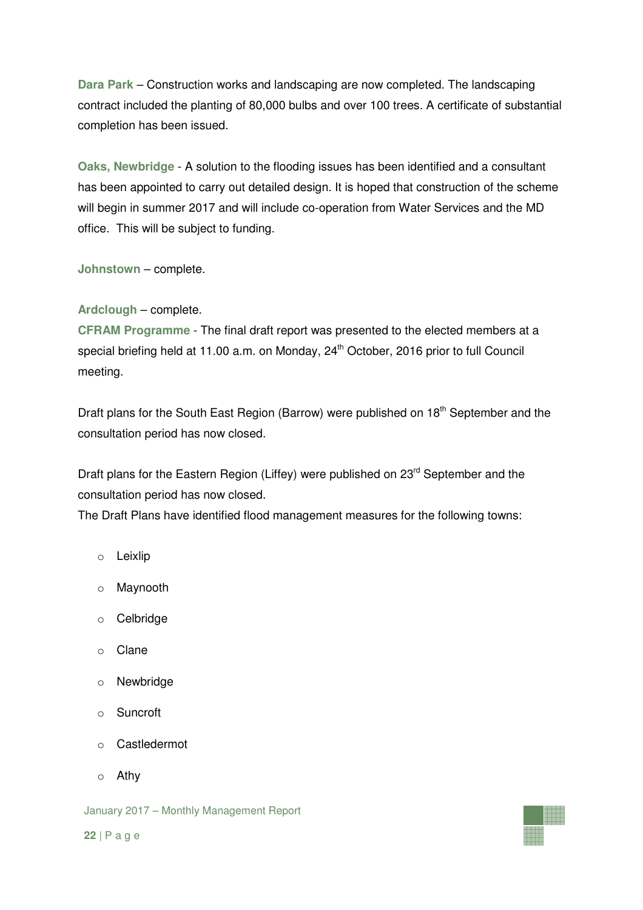**Dara Park** – Construction works and landscaping are now completed. The landscaping contract included the planting of 80,000 bulbs and over 100 trees. A certificate of substantial completion has been issued.

**Oaks, Newbridge** - A solution to the flooding issues has been identified and a consultant has been appointed to carry out detailed design. It is hoped that construction of the scheme will begin in summer 2017 and will include co-operation from Water Services and the MD office. This will be subject to funding.

**Johnstown** – complete.

**Ardclough** – complete.

**CFRAM Programme** - The final draft report was presented to the elected members at a special briefing held at 11.00 a.m. on Monday, 24th October, 2016 prior to full Council meeting.

Draft plans for the South East Region (Barrow) were published on 18th September and the consultation period has now closed.

Draft plans for the Eastern Region (Liffey) were published on 23rd September and the consultation period has now closed.

The Draft Plans have identified flood management measures for the following towns:

- Leixlip
- Maynooth
- Celbridge
- Clane
- Newbridge
- Suncroft
- Castledermot
- Athy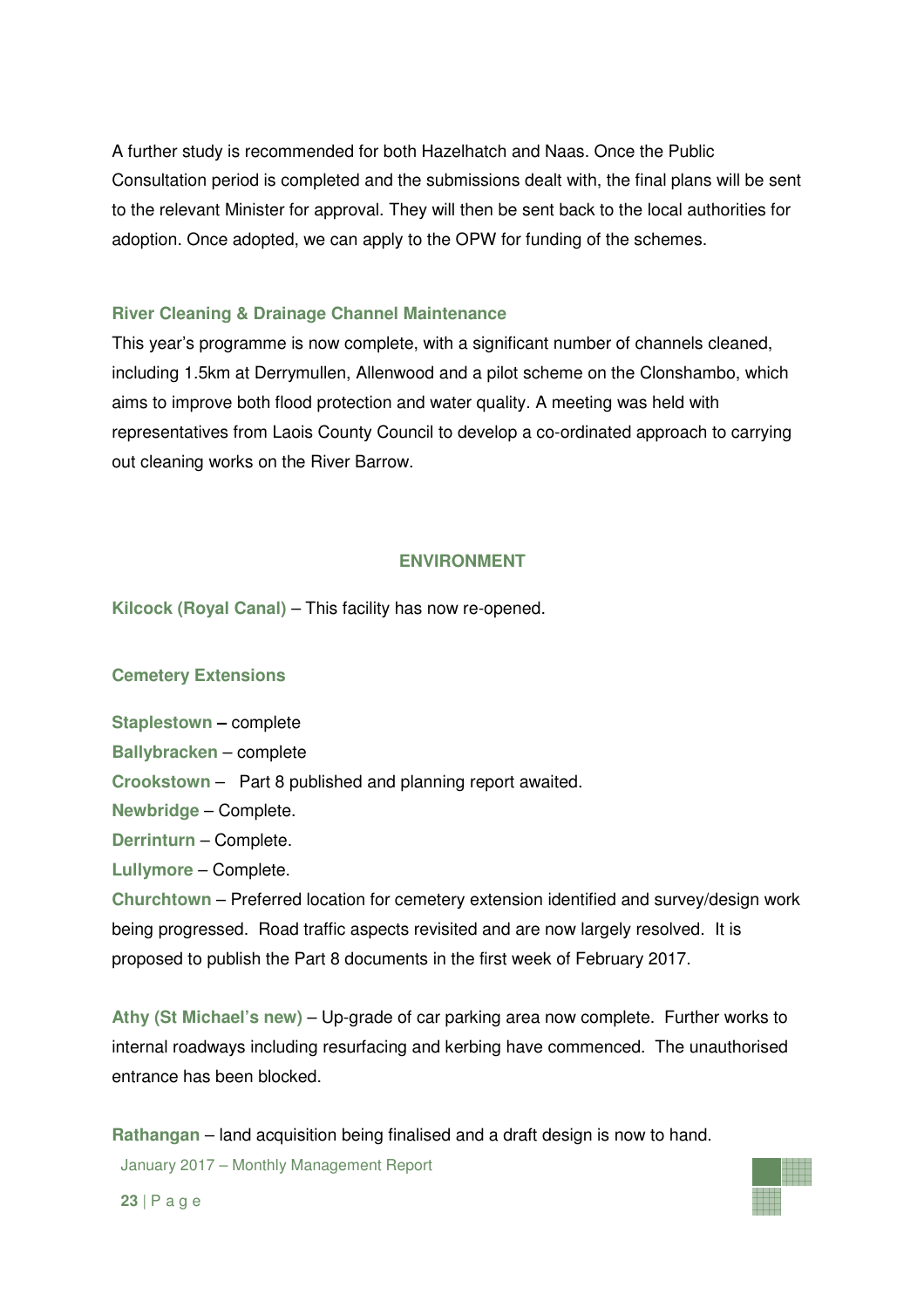A further study is recommended for both Hazelhatch and Naas. Once the Public Consultation period is completed and the submissions dealt with, the final plans will be sent to the relevant Minister for approval. They will then be sent back to the local authorities for adoption. Once adopted, we can apply to the OPW for funding of the schemes.

### River Cleaning & Drainage Channel Maintenance

This year's programme is now complete, with a significant number of channels cleaned, including 1.5km at Derrymullen, Allenwood and a pilot scheme on the Clonshambo, which aims to improve both flood protection and water quality. A meeting was held with representatives from Laois County Council to develop a co-ordinated approach to carrying out cleaning works on the River Barrow.

## ENVIRONMENT

**Kilcock (Royal Canal)** – This facility has now re-opened.

### Cemetery Extensions

**Staplestown** – complete
**Ballybracken** – complete
**Crookstown** – Part 8 published and planning report awaited.
**Newbridge** – Complete.
**Derrinturn** – Complete.
**Lullymore** – Complete.
**Churchtown** – Preferred location for cemetery extension identified and survey/design work being progressed. Road traffic aspects revisited and are now largely resolved. It is proposed to publish the Part 8 documents in the first week of February 2017.

**Athy (St Michael's new)** – Up-grade of car parking area now complete. Further works to internal roadways including resurfacing and kerbing have commenced. The unauthorised entrance has been blocked.

**Rathangan** – land acquisition being finalised and a draft design is now to hand.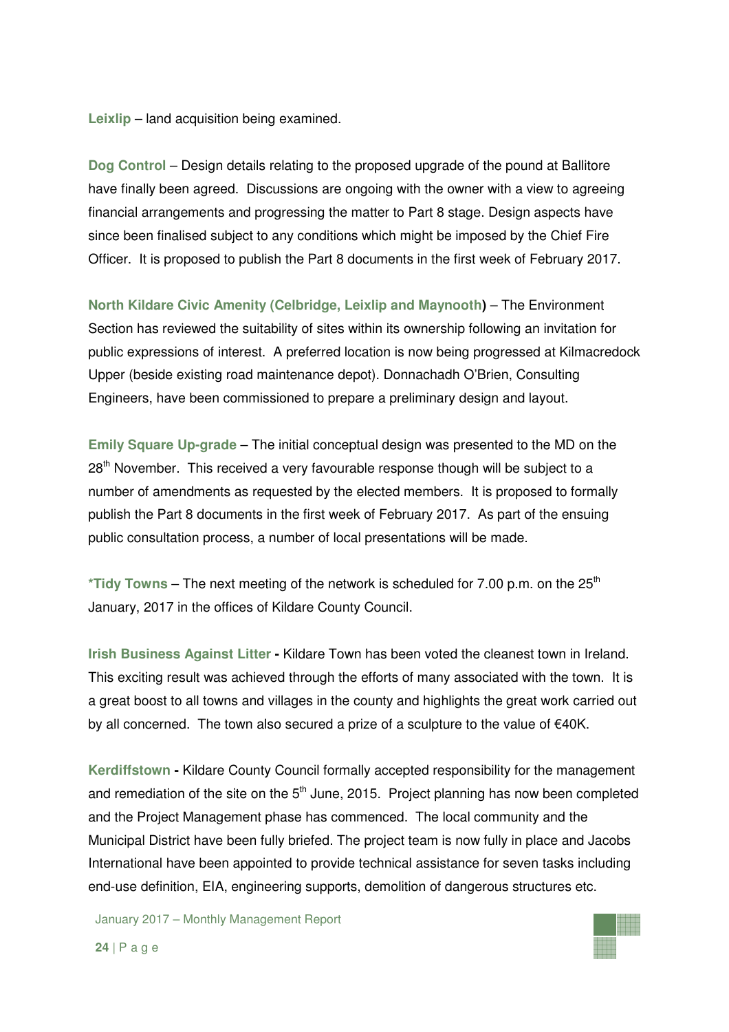**Leixlip** – land acquisition being examined.

**Dog Control** – Design details relating to the proposed upgrade of the pound at Ballitore have finally been agreed. Discussions are ongoing with the owner with a view to agreeing financial arrangements and progressing the matter to Part 8 stage. Design aspects have since been finalised subject to any conditions which might be imposed by the Chief Fire Officer. It is proposed to publish the Part 8 documents in the first week of February 2017.

**North Kildare Civic Amenity (Celbridge, Leixlip and Maynooth)** – The Environment Section has reviewed the suitability of sites within its ownership following an invitation for public expressions of interest. A preferred location is now being progressed at Kilmacredock Upper (beside existing road maintenance depot). Donnachadh O'Brien, Consulting Engineers, have been commissioned to prepare a preliminary design and layout.

**Emily Square Up-grade** – The initial conceptual design was presented to the MD on the 28th November. This received a very favourable response though will be subject to a number of amendments as requested by the elected members. It is proposed to formally publish the Part 8 documents in the first week of February 2017. As part of the ensuing public consultation process, a number of local presentations will be made.

**\*Tidy Towns** – The next meeting of the network is scheduled for 7.00 p.m. on the 25th January, 2017 in the offices of Kildare County Council.

**Irish Business Against Litter -** Kildare Town has been voted the cleanest town in Ireland. This exciting result was achieved through the efforts of many associated with the town. It is a great boost to all towns and villages in the county and highlights the great work carried out by all concerned. The town also secured a prize of a sculpture to the value of €40K.

**Kerdiffstown -** Kildare County Council formally accepted responsibility for the management and remediation of the site on the 5th June, 2015. Project planning has now been completed and the Project Management phase has commenced. The local community and the Municipal District have been fully briefed. The project team is now fully in place and Jacobs International have been appointed to provide technical assistance for seven tasks including end-use definition, EIA, engineering supports, demolition of dangerous structures etc.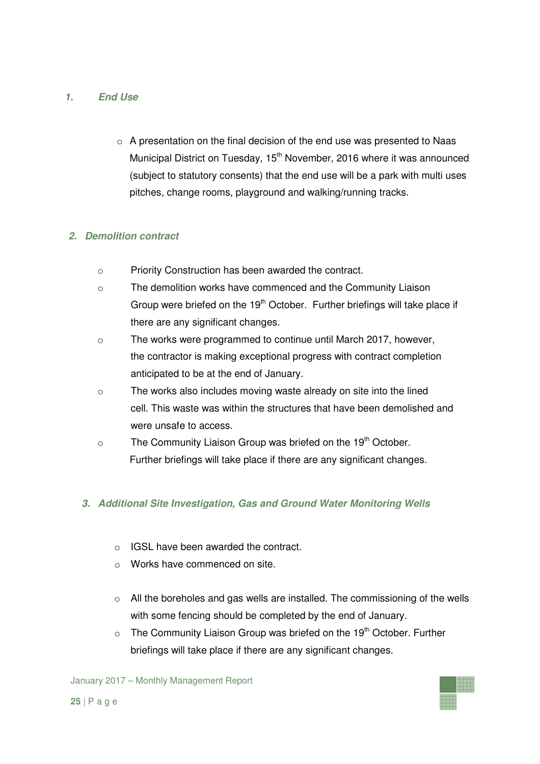## 1. *End Use*

- A presentation on the final decision of the end use was presented to Naas Municipal District on Tuesday, 15th November, 2016 where it was announced (subject to statutory consents) that the end use will be a park with multi uses pitches, change rooms, playground and walking/running tracks.

## 2. *Demolition contract*

- Priority Construction has been awarded the contract.
- The demolition works have commenced and the Community Liaison Group were briefed on the 19th October. Further briefings will take place if there are any significant changes.
- The works were programmed to continue until March 2017, however, the contractor is making exceptional progress with contract completion anticipated to be at the end of January.
- The works also includes moving waste already on site into the lined cell. This waste was within the structures that have been demolished and were unsafe to access.
- The Community Liaison Group was briefed on the 19th October. Further briefings will take place if there are any significant changes.

## 3. *Additional Site Investigation, Gas and Ground Water Monitoring Wells*

- IGSL have been awarded the contract.
- Works have commenced on site.
- All the boreholes and gas wells are installed. The commissioning of the wells with some fencing should be completed by the end of January.
- The Community Liaison Group was briefed on the 19th October. Further briefings will take place if there are any significant changes.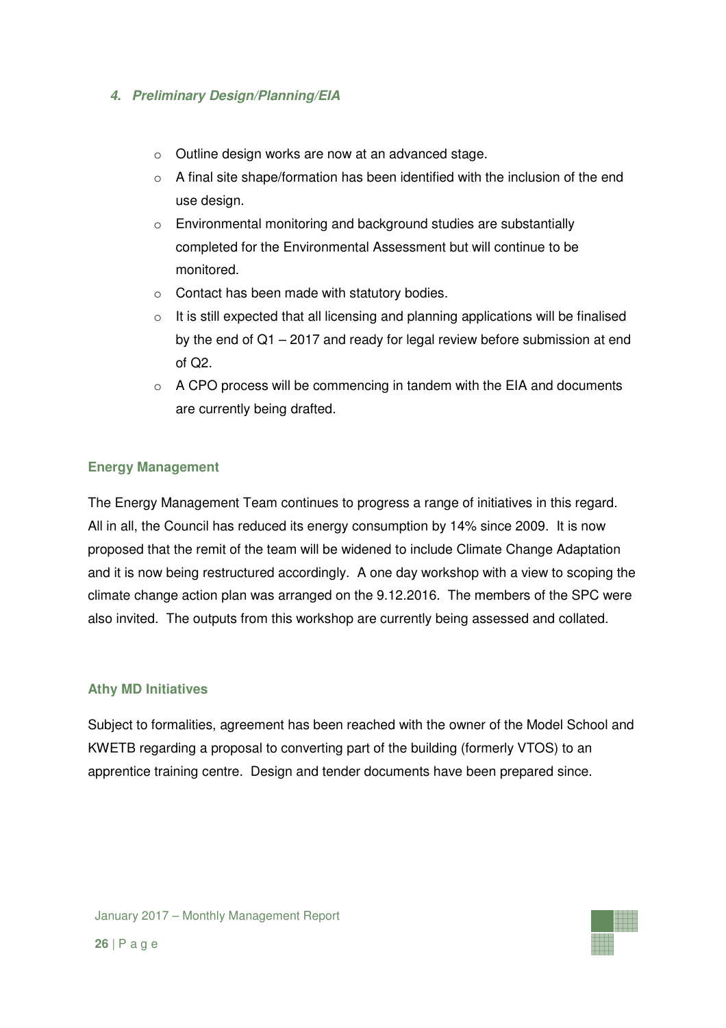#### *4. Preliminary Design/Planning/EIA*

- Outline design works are now at an advanced stage.
- A final site shape/formation has been identified with the inclusion of the end use design.
- Environmental monitoring and background studies are substantially completed for the Environmental Assessment but will continue to be monitored.
- Contact has been made with statutory bodies.
- It is still expected that all licensing and planning applications will be finalised by the end of Q1 – 2017 and ready for legal review before submission at end of Q2.
- A CPO process will be commencing in tandem with the EIA and documents are currently being drafted.

### Energy Management

The Energy Management Team continues to progress a range of initiatives in this regard. All in all, the Council has reduced its energy consumption by 14% since 2009. It is now proposed that the remit of the team will be widened to include Climate Change Adaptation and it is now being restructured accordingly. A one day workshop with a view to scoping the climate change action plan was arranged on the 9.12.2016. The members of the SPC were also invited. The outputs from this workshop are currently being assessed and collated.

### Athy MD Initiatives

Subject to formalities, agreement has been reached with the owner of the Model School and KWETB regarding a proposal to converting part of the building (formerly VTOS) to an apprentice training centre. Design and tender documents have been prepared since.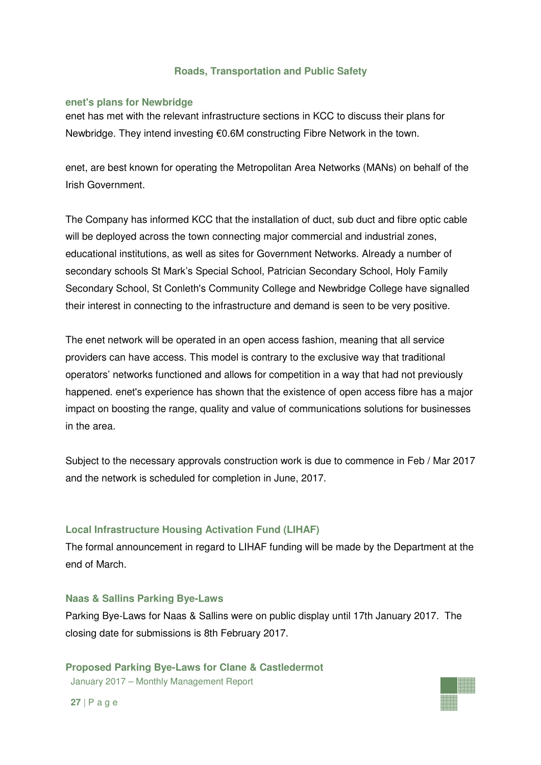## Roads, Transportation and Public Safety

### enet's plans for Newbridge

enet has met with the relevant infrastructure sections in KCC to discuss their plans for Newbridge. They intend investing €0.6M constructing Fibre Network in the town.

enet, are best known for operating the Metropolitan Area Networks (MANs) on behalf of the Irish Government.

The Company has informed KCC that the installation of duct, sub duct and fibre optic cable will be deployed across the town connecting major commercial and industrial zones, educational institutions, as well as sites for Government Networks. Already a number of secondary schools St Mark's Special School, Patrician Secondary School, Holy Family Secondary School, St Conleth's Community College and Newbridge College have signalled their interest in connecting to the infrastructure and demand is seen to be very positive.

The enet network will be operated in an open access fashion, meaning that all service providers can have access. This model is contrary to the exclusive way that traditional operators' networks functioned and allows for competition in a way that had not previously happened. enet's experience has shown that the existence of open access fibre has a major impact on boosting the range, quality and value of communications solutions for businesses in the area.

Subject to the necessary approvals construction work is due to commence in Feb / Mar 2017 and the network is scheduled for completion in June, 2017.

### Local Infrastructure Housing Activation Fund (LIHAF)

The formal announcement in regard to LIHAF funding will be made by the Department at the end of March.

### Naas & Sallins Parking Bye-Laws

Parking Bye-Laws for Naas & Sallins were on public display until 17th January 2017. The closing date for submissions is 8th February 2017.

### Proposed Parking Bye-Laws for Clane & Castledermot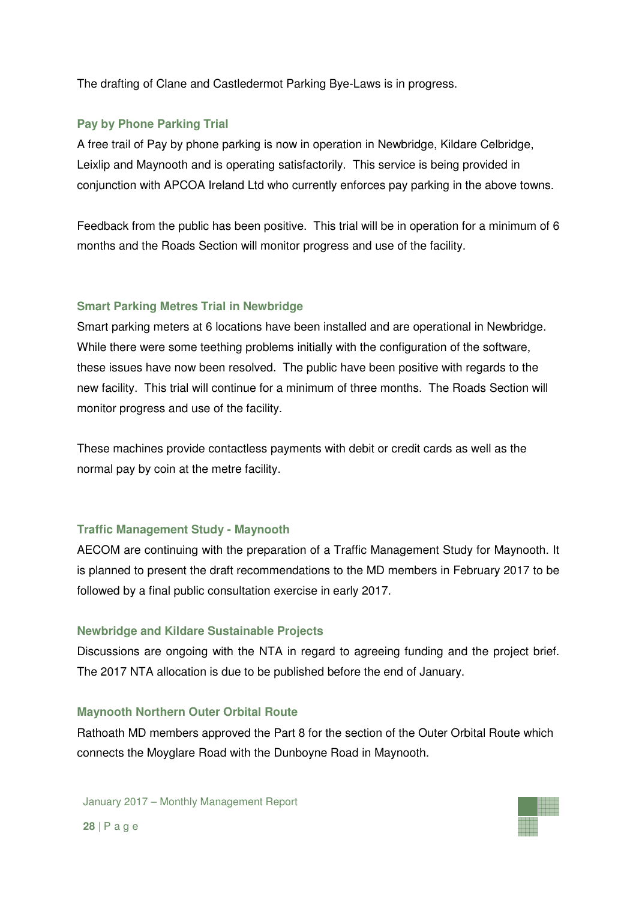The drafting of Clane and Castledermot Parking Bye-Laws is in progress.

### Pay by Phone Parking Trial

A free trail of Pay by phone parking is now in operation in Newbridge, Kildare Celbridge, Leixlip and Maynooth and is operating satisfactorily. This service is being provided in conjunction with APCOA Ireland Ltd who currently enforces pay parking in the above towns.

Feedback from the public has been positive. This trial will be in operation for a minimum of 6 months and the Roads Section will monitor progress and use of the facility.

### Smart Parking Metres Trial in Newbridge

Smart parking meters at 6 locations have been installed and are operational in Newbridge. While there were some teething problems initially with the configuration of the software, these issues have now been resolved. The public have been positive with regards to the new facility. This trial will continue for a minimum of three months. The Roads Section will monitor progress and use of the facility.

These machines provide contactless payments with debit or credit cards as well as the normal pay by coin at the metre facility.

### Traffic Management Study - Maynooth

AECOM are continuing with the preparation of a Traffic Management Study for Maynooth. It is planned to present the draft recommendations to the MD members in February 2017 to be followed by a final public consultation exercise in early 2017.

### Newbridge and Kildare Sustainable Projects

Discussions are ongoing with the NTA in regard to agreeing funding and the project brief. The 2017 NTA allocation is due to be published before the end of January.

### Maynooth Northern Outer Orbital Route

Rathoath MD members approved the Part 8 for the section of the Outer Orbital Route which connects the Moyglare Road with the Dunboyne Road in Maynooth.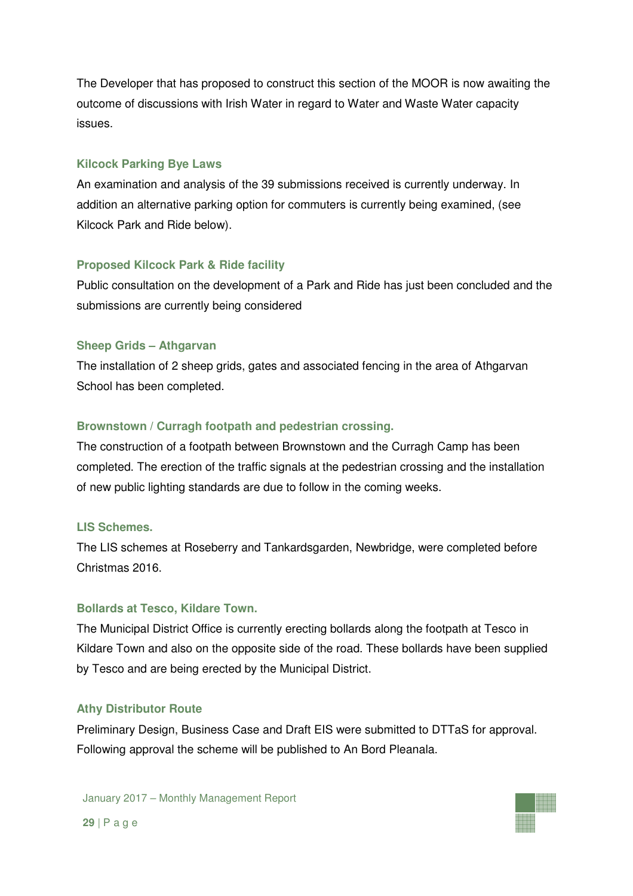The Developer that has proposed to construct this section of the MOOR is now awaiting the outcome of discussions with Irish Water in regard to Water and Waste Water capacity issues.

### Kilcock Parking Bye Laws

An examination and analysis of the 39 submissions received is currently underway. In addition an alternative parking option for commuters is currently being examined, (see Kilcock Park and Ride below).

### Proposed Kilcock Park & Ride facility

Public consultation on the development of a Park and Ride has just been concluded and the submissions are currently being considered

### Sheep Grids – Athgarvan

The installation of 2 sheep grids, gates and associated fencing in the area of Athgarvan School has been completed.

### Brownstown / Curragh footpath and pedestrian crossing.

The construction of a footpath between Brownstown and the Curragh Camp has been completed. The erection of the traffic signals at the pedestrian crossing and the installation of new public lighting standards are due to follow in the coming weeks.

### LIS Schemes.

The LIS schemes at Roseberry and Tankardsgarden, Newbridge, were completed before Christmas 2016.

### Bollards at Tesco, Kildare Town.

The Municipal District Office is currently erecting bollards along the footpath at Tesco in Kildare Town and also on the opposite side of the road. These bollards have been supplied by Tesco and are being erected by the Municipal District.

### Athy Distributor Route

Preliminary Design, Business Case and Draft EIS were submitted to DTTaS for approval. Following approval the scheme will be published to An Bord Pleanala.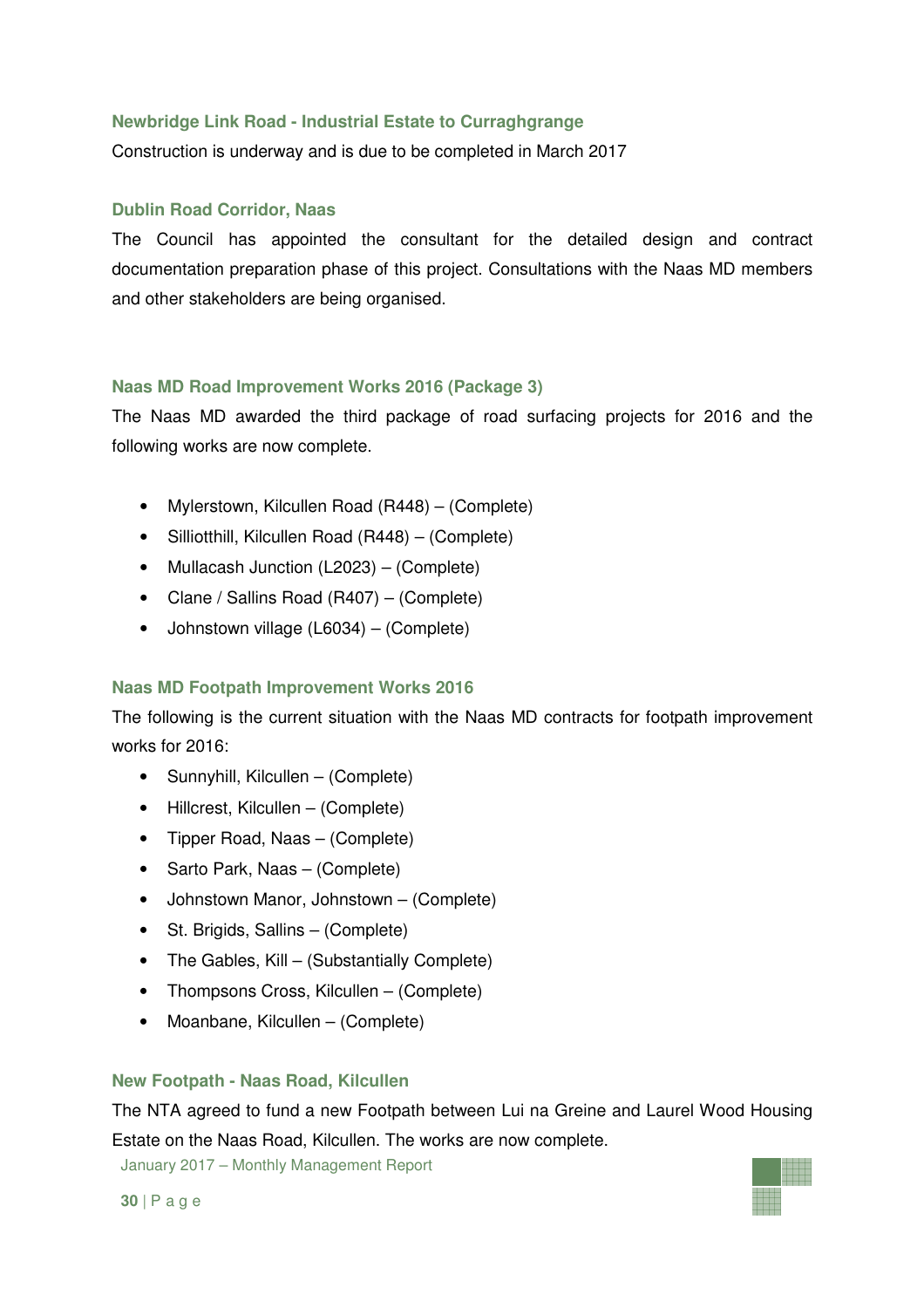### Newbridge Link Road - Industrial Estate to Curraghgrange

Construction is underway and is due to be completed in March 2017

### Dublin Road Corridor, Naas

The Council has appointed the consultant for the detailed design and contract documentation preparation phase of this project. Consultations with the Naas MD members and other stakeholders are being organised.

### Naas MD Road Improvement Works 2016 (Package 3)

The Naas MD awarded the third package of road surfacing projects for 2016 and the following works are now complete.

- Mylerstown, Kilcullen Road (R448) – (Complete)
- Silliotthill, Kilcullen Road (R448) – (Complete)
- Mullacash Junction (L2023) – (Complete)
- Clane / Sallins Road (R407) – (Complete)
- Johnstown village (L6034) – (Complete)

### Naas MD Footpath Improvement Works 2016

The following is the current situation with the Naas MD contracts for footpath improvement works for 2016:

- Sunnyhill, Kilcullen – (Complete)
- Hillcrest, Kilcullen – (Complete)
- Tipper Road, Naas – (Complete)
- Sarto Park, Naas – (Complete)
- Johnstown Manor, Johnstown – (Complete)
- St. Brigids, Sallins – (Complete)
- The Gables, Kill – (Substantially Complete)
- Thompsons Cross, Kilcullen – (Complete)
- Moanbane, Kilcullen – (Complete)

### New Footpath - Naas Road, Kilcullen

The NTA agreed to fund a new Footpath between Lui na Greine and Laurel Wood Housing Estate on the Naas Road, Kilcullen. The works are now complete.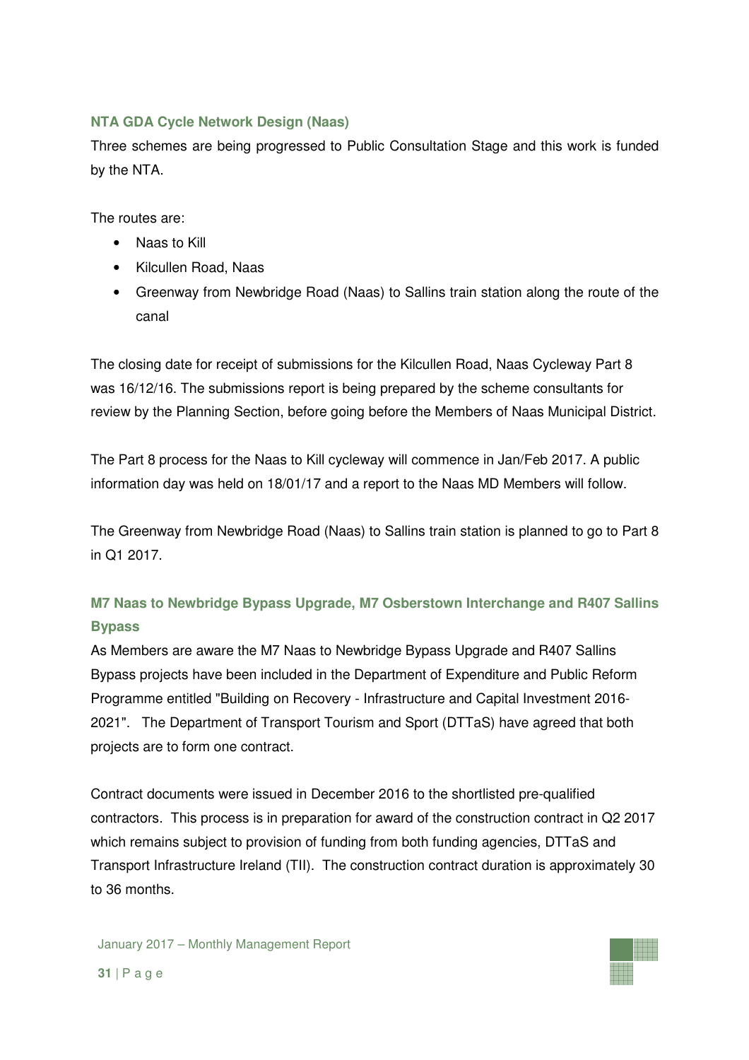### NTA GDA Cycle Network Design (Naas)

Three schemes are being progressed to Public Consultation Stage and this work is funded by the NTA.

The routes are:

- Naas to Kill
- Kilcullen Road, Naas
- Greenway from Newbridge Road (Naas) to Sallins train station along the route of the canal

The closing date for receipt of submissions for the Kilcullen Road, Naas Cycleway Part 8 was 16/12/16. The submissions report is being prepared by the scheme consultants for review by the Planning Section, before going before the Members of Naas Municipal District.

The Part 8 process for the Naas to Kill cycleway will commence in Jan/Feb 2017. A public information day was held on 18/01/17 and a report to the Naas MD Members will follow.

The Greenway from Newbridge Road (Naas) to Sallins train station is planned to go to Part 8 in Q1 2017.

### M7 Naas to Newbridge Bypass Upgrade, M7 Osberstown Interchange and R407 Sallins Bypass

As Members are aware the M7 Naas to Newbridge Bypass Upgrade and R407 Sallins Bypass projects have been included in the Department of Expenditure and Public Reform Programme entitled "Building on Recovery - Infrastructure and Capital Investment 2016-2021". The Department of Transport Tourism and Sport (DTTaS) have agreed that both projects are to form one contract.

Contract documents were issued in December 2016 to the shortlisted pre-qualified contractors. This process is in preparation for award of the construction contract in Q2 2017 which remains subject to provision of funding from both funding agencies, DTTaS and Transport Infrastructure Ireland (TII). The construction contract duration is approximately 30 to 36 months.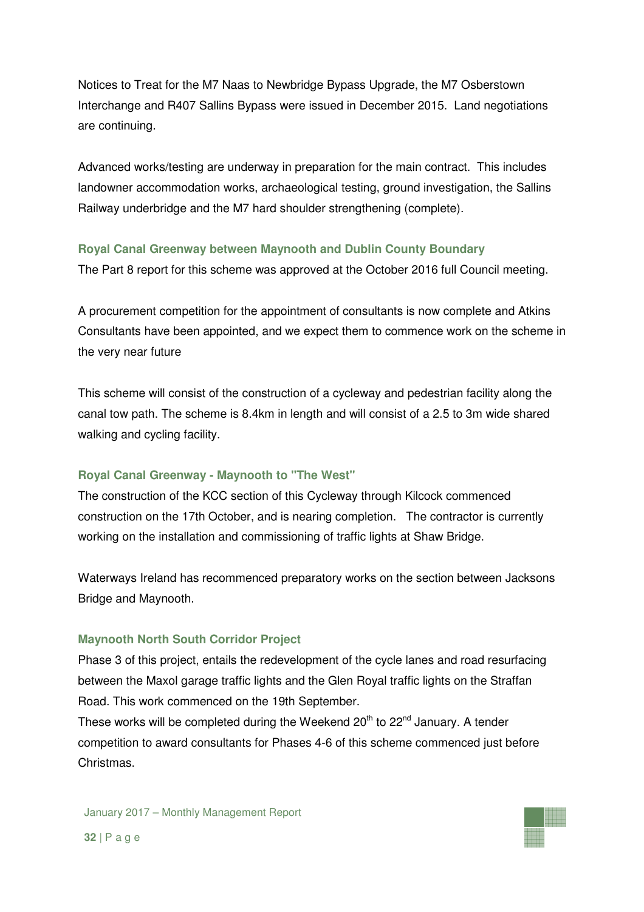Notices to Treat for the M7 Naas to Newbridge Bypass Upgrade, the M7 Osberstown Interchange and R407 Sallins Bypass were issued in December 2015. Land negotiations are continuing.

Advanced works/testing are underway in preparation for the main contract. This includes landowner accommodation works, archaeological testing, ground investigation, the Sallins Railway underbridge and the M7 hard shoulder strengthening (complete).

### Royal Canal Greenway between Maynooth and Dublin County Boundary

The Part 8 report for this scheme was approved at the October 2016 full Council meeting.

A procurement competition for the appointment of consultants is now complete and Atkins Consultants have been appointed, and we expect them to commence work on the scheme in the very near future

This scheme will consist of the construction of a cycleway and pedestrian facility along the canal tow path. The scheme is 8.4km in length and will consist of a 2.5 to 3m wide shared walking and cycling facility.

### Royal Canal Greenway - Maynooth to "The West"

The construction of the KCC section of this Cycleway through Kilcock commenced construction on the 17th October, and is nearing completion. The contractor is currently working on the installation and commissioning of traffic lights at Shaw Bridge.

Waterways Ireland has recommenced preparatory works on the section between Jacksons Bridge and Maynooth.

### Maynooth North South Corridor Project

Phase 3 of this project, entails the redevelopment of the cycle lanes and road resurfacing between the Maxol garage traffic lights and the Glen Royal traffic lights on the Straffan Road. This work commenced on the 19th September.

These works will be completed during the Weekend 20th to 22nd January. A tender competition to award consultants for Phases 4-6 of this scheme commenced just before Christmas.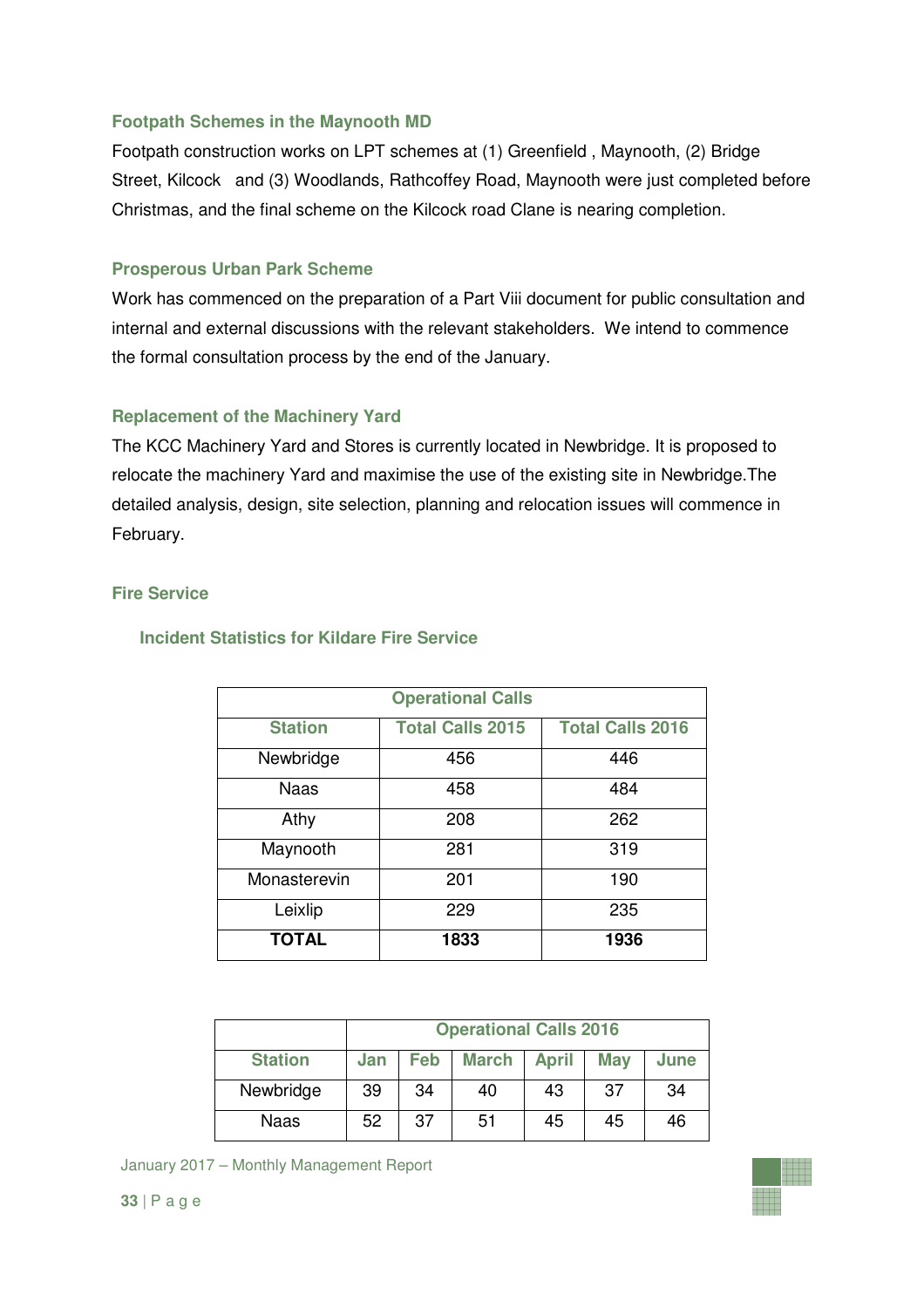### Footpath Schemes in the Maynooth MD

Footpath construction works on LPT schemes at (1) Greenfield , Maynooth, (2) Bridge Street, Kilcock and (3) Woodlands, Rathcoffey Road, Maynooth were just completed before Christmas, and the final scheme on the Kilcock road Clane is nearing completion.

### Prosperous Urban Park Scheme

Work has commenced on the preparation of a Part Viii document for public consultation and internal and external discussions with the relevant stakeholders. We intend to commence the formal consultation process by the end of the January.

### Replacement of the Machinery Yard

The KCC Machinery Yard and Stores is currently located in Newbridge. It is proposed to relocate the machinery Yard and maximise the use of the existing site in Newbridge.The detailed analysis, design, site selection, planning and relocation issues will commence in February.

### Fire Service

#### Incident Statistics for Kildare Fire Service

| Operational Calls | | |
|---|---|---|
| **Station** | **Total Calls 2015** | **Total Calls 2016** |
| Newbridge | 456 | 446 |
| Naas | 458 | 484 |
| Athy | 208 | 262 |
| Maynooth | 281 | 319 |
| Monasterevin | 201 | 190 |
| Leixlip | 229 | 235 |
| **TOTAL** | **1833** | **1936** |

| | Operational Calls 2016 | | | | | |
|---|---|---|---|---|---|---|
| **Station** | **Jan** | **Feb** | **March** | **April** | **May** | **June** |
| Newbridge | 39 | 34 | 40 | 43 | 37 | 34 |
| Naas | 52 | 37 | 51 | 45 | 45 | 46 |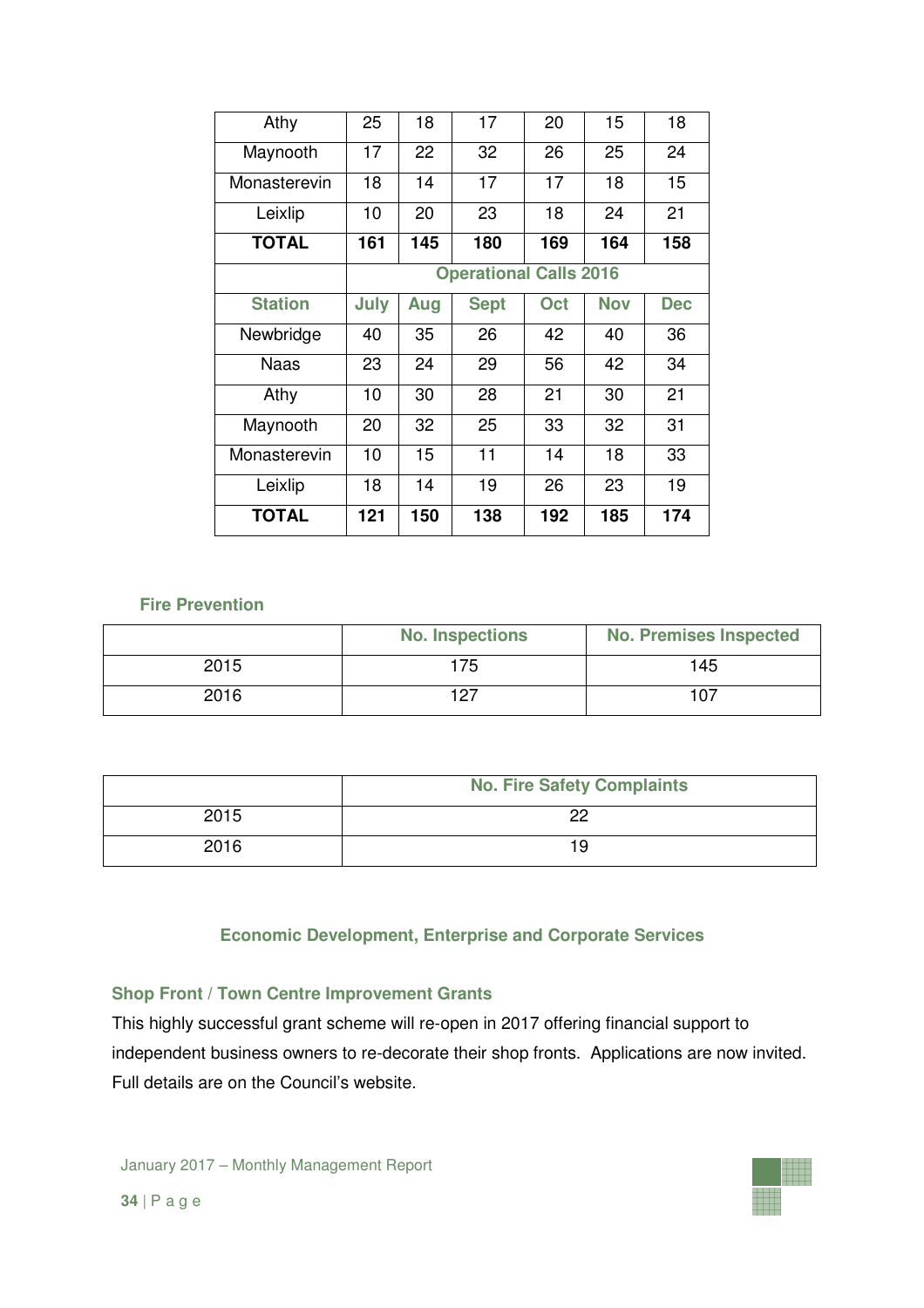| Athy | 25 | 18 | 17 | 20 | 15 | 18 |
|---|---|---|---|---|---|---|
| Maynooth | 17 | 22 | 32 | 26 | 25 | 24 |
| Monasterevin | 18 | 14 | 17 | 17 | 18 | 15 |
| Leixlip | 10 | 20 | 23 | 18 | 24 | 21 |
| **TOTAL** | **161** | **145** | **180** | **169** | **164** | **158** |
| | **Operational Calls 2016** | | | | | |
| **Station** | **July** | **Aug** | **Sept** | **Oct** | **Nov** | **Dec** |
| Newbridge | 40 | 35 | 26 | 42 | 40 | 36 |
| Naas | 23 | 24 | 29 | 56 | 42 | 34 |
| Athy | 10 | 30 | 28 | 21 | 30 | 21 |
| Maynooth | 20 | 32 | 25 | 33 | 32 | 31 |
| Monasterevin | 10 | 15 | 11 | 14 | 18 | 33 |
| Leixlip | 18 | 14 | 19 | 26 | 23 | 19 |
| **TOTAL** | **121** | **150** | **138** | **192** | **185** | **174** |

### Fire Prevention

| | No. Inspections | No. Premises Inspected |
|---|---|---|
| 2015 | 175 | 145 |
| 2016 | 127 | 107 |

| | No. Fire Safety Complaints |
|---|---|
| 2015 | 22 |
| 2016 | 19 |

## Economic Development, Enterprise and Corporate Services

### Shop Front / Town Centre Improvement Grants

This highly successful grant scheme will re-open in 2017 offering financial support to independent business owners to re-decorate their shop fronts. Applications are now invited. Full details are on the Council's website.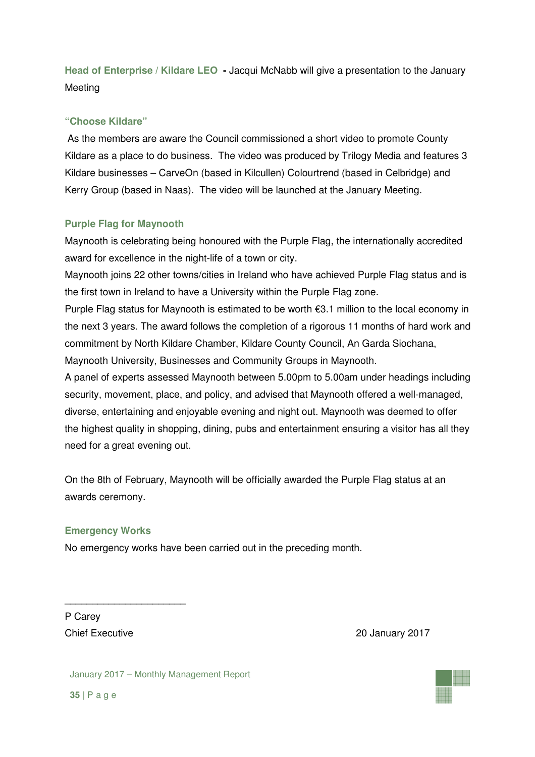**Head of Enterprise / Kildare LEO -** Jacqui McNabb will give a presentation to the January Meeting

### "Choose Kildare"

As the members are aware the Council commissioned a short video to promote County Kildare as a place to do business. The video was produced by Trilogy Media and features 3 Kildare businesses – CarveOn (based in Kilcullen) Colourtrend (based in Celbridge) and Kerry Group (based in Naas). The video will be launched at the January Meeting.

### Purple Flag for Maynooth

Maynooth is celebrating being honoured with the Purple Flag, the internationally accredited award for excellence in the night-life of a town or city.

Maynooth joins 22 other towns/cities in Ireland who have achieved Purple Flag status and is the first town in Ireland to have a University within the Purple Flag zone.

Purple Flag status for Maynooth is estimated to be worth €3.1 million to the local economy in the next 3 years. The award follows the completion of a rigorous 11 months of hard work and commitment by North Kildare Chamber, Kildare County Council, An Garda Siochana, Maynooth University, Businesses and Community Groups in Maynooth.

A panel of experts assessed Maynooth between 5.00pm to 5.00am under headings including security, movement, place, and policy, and advised that Maynooth offered a well-managed, diverse, entertaining and enjoyable evening and night out. Maynooth was deemed to offer the highest quality in shopping, dining, pubs and entertainment ensuring a visitor has all they need for a great evening out.

On the 8th of February, Maynooth will be officially awarded the Purple Flag status at an awards ceremony.

### Emergency Works

No emergency works have been carried out in the preceding month.

______________________

P Carey
Chief Executive

20 January 2017